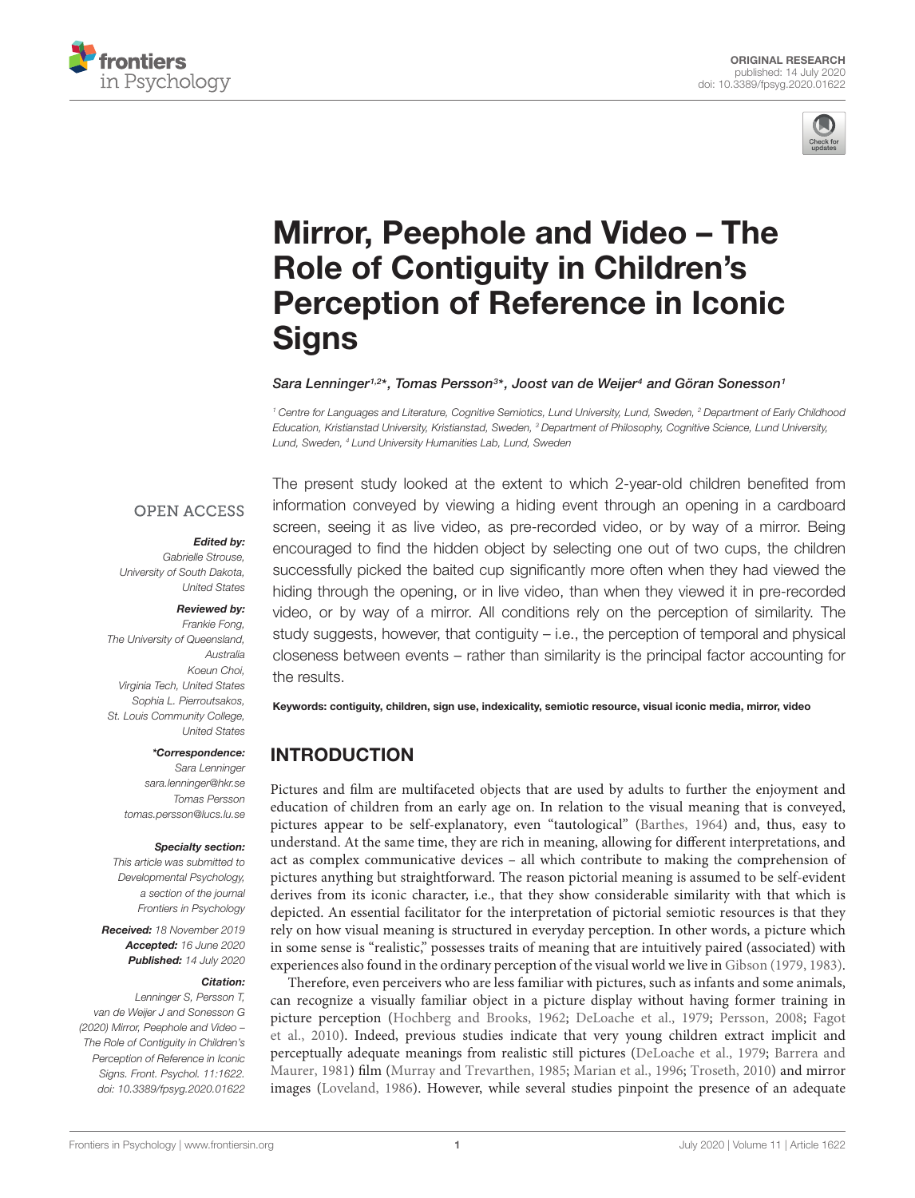ORIGINAL RESEARCH
published: 14 July 2020
doi: 10.3389/fpsyg.2020.01622

# Mirror, Peephole and Video – The Role of Contiguity in Children's Perception of Reference in Iconic Signs

*Sara Lenninger[1,2]\*, Tomas Persson[3]\*, Joost van de Weijer[4] and Göran Sonesson[1]*

[1] Centre for Languages and Literature, Cognitive Semiotics, Lund University, Lund, Sweden, [2] Department of Early Childhood Education, Kristianstad University, Kristianstad, Sweden, [3] Department of Philosophy, Cognitive Science, Lund University, Lund, Sweden, [4] Lund University Humanities Lab, Lund, Sweden

OPEN ACCESS

**Edited by:**
Gabrielle Strouse,
University of South Dakota,
United States

**Reviewed by:**
Frankie Fong,
The University of Queensland,
Australia
Koeun Choi,
Virginia Tech, United States
Sophia L. Pierroutsakos,
St. Louis Community College,
United States

**\*Correspondence:**
Sara Lenninger
sara.lenninger@hkr.se
Tomas Persson
tomas.persson@lucs.lu.se

**Specialty section:**
This article was submitted to
Developmental Psychology,
a section of the journal
Frontiers in Psychology

**Received:** 18 November 2019
**Accepted:** 16 June 2020
**Published:** 14 July 2020

**Citation:**
Lenninger S, Persson T, van de Weijer J and Sonesson G (2020) Mirror, Peephole and Video – The Role of Contiguity in Children's Perception of Reference in Iconic Signs. Front. Psychol. 11:1622. doi: 10.3389/fpsyg.2020.01622

The present study looked at the extent to which 2-year-old children benefited from information conveyed by viewing a hiding event through an opening in a cardboard screen, seeing it as live video, as pre-recorded video, or by way of a mirror. Being encouraged to find the hidden object by selecting one out of two cups, the children successfully picked the baited cup significantly more often when they had viewed the hiding through the opening, or in live video, than when they viewed it in pre-recorded video, or by way of a mirror. All conditions rely on the perception of similarity. The study suggests, however, that contiguity – i.e., the perception of temporal and physical closeness between events – rather than similarity is the principal factor accounting for the results.

**Keywords: contiguity, children, sign use, indexicality, semiotic resource, visual iconic media, mirror, video**

## INTRODUCTION

Pictures and film are multifaceted objects that are used by adults to further the enjoyment and education of children from an early age on. In relation to the visual meaning that is conveyed, pictures appear to be self-explanatory, even "tautological" (Barthes, 1964) and, thus, easy to understand. At the same time, they are rich in meaning, allowing for different interpretations, and act as complex communicative devices – all which contribute to making the comprehension of pictures anything but straightforward. The reason pictorial meaning is assumed to be self-evident derives from its iconic character, i.e., that they show considerable similarity with that which is depicted. An essential facilitator for the interpretation of pictorial semiotic resources is that they rely on how visual meaning is structured in everyday perception. In other words, a picture which in some sense is "realistic," possesses traits of meaning that are intuitively paired (associated) with experiences also found in the ordinary perception of the visual world we live in Gibson (1979, 1983).

Therefore, even perceivers who are less familiar with pictures, such as infants and some animals, can recognize a visually familiar object in a picture display without having former training in picture perception (Hochberg and Brooks, 1962; DeLoache et al., 1979; Persson, 2008; Fagot et al., 2010). Indeed, previous studies indicate that very young children extract implicit and perceptually adequate meanings from realistic still pictures (DeLoache et al., 1979; Barrera and Maurer, 1981) film (Murray and Trevarthen, 1985; Marian et al., 1996; Troseth, 2010) and mirror images (Loveland, 1986). However, while several studies pinpoint the presence of an adequate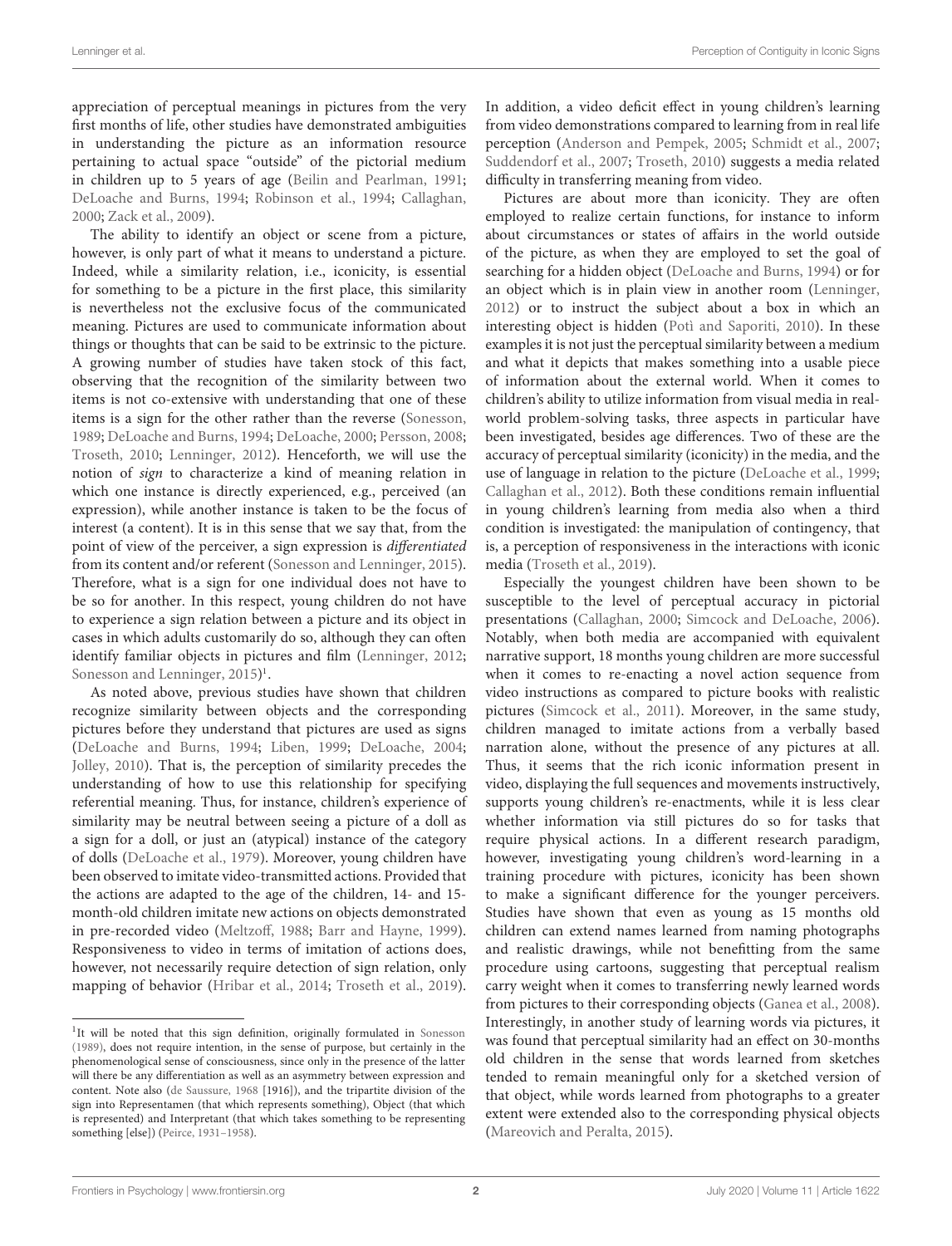appreciation of perceptual meanings in pictures from the very first months of life, other studies have demonstrated ambiguities in understanding the picture as an information resource pertaining to actual space "outside" of the pictorial medium in children up to 5 years of age (Beilin and Pearlman, 1991; DeLoache and Burns, 1994; Robinson et al., 1994; Callaghan, 2000; Zack et al., 2009).

The ability to identify an object or scene from a picture, however, is only part of what it means to understand a picture. Indeed, while a similarity relation, i.e., iconicity, is essential for something to be a picture in the first place, this similarity is nevertheless not the exclusive focus of the communicated meaning. Pictures are used to communicate information about things or thoughts that can be said to be extrinsic to the picture. A growing number of studies have taken stock of this fact, observing that the recognition of the similarity between two items is not co-extensive with understanding that one of these items is a sign for the other rather than the reverse (Sonesson, 1989; DeLoache and Burns, 1994; DeLoache, 2000; Persson, 2008; Troseth, 2010; Lenninger, 2012). Henceforth, we will use the notion of *sign* to characterize a kind of meaning relation in which one instance is directly experienced, e.g., perceived (an expression), while another instance is taken to be the focus of interest (a content). It is in this sense that we say that, from the point of view of the perceiver, a sign expression is *differentiated* from its content and/or referent (Sonesson and Lenninger, 2015). Therefore, what is a sign for one individual does not have to be so for another. In this respect, young children do not have to experience a sign relation between a picture and its object in cases in which adults customarily do so, although they can often identify familiar objects in pictures and film (Lenninger, 2012; Sonesson and Lenninger, 2015)[1].

As noted above, previous studies have shown that children recognize similarity between objects and the corresponding pictures before they understand that pictures are used as signs (DeLoache and Burns, 1994; Liben, 1999; DeLoache, 2004; Jolley, 2010). That is, the perception of similarity precedes the understanding of how to use this relationship for specifying referential meaning. Thus, for instance, children's experience of similarity may be neutral between seeing a picture of a doll as a sign for a doll, or just an (atypical) instance of the category of dolls (DeLoache et al., 1979). Moreover, young children have been observed to imitate video-transmitted actions. Provided that the actions are adapted to the age of the children, 14- and 15-month-old children imitate new actions on objects demonstrated in pre-recorded video (Meltzoff, 1988; Barr and Hayne, 1999). Responsiveness to video in terms of imitation of actions does, however, not necessarily require detection of sign relation, only mapping of behavior (Hribar et al., 2014; Troseth et al., 2019). In addition, a video deficit effect in young children's learning from video demonstrations compared to learning from in real life perception (Anderson and Pempek, 2005; Schmidt et al., 2007; Suddendorf et al., 2007; Troseth, 2010) suggests a media related difficulty in transferring meaning from video.

Pictures are about more than iconicity. They are often employed to realize certain functions, for instance to inform about circumstances or states of affairs in the world outside of the picture, as when they are employed to set the goal of searching for a hidden object (DeLoache and Burns, 1994) or for an object which is in plain view in another room (Lenninger, 2012) or to instruct the subject about a box in which an interesting object is hidden (Potì and Saporiti, 2010). In these examples it is not just the perceptual similarity between a medium and what it depicts that makes something into a usable piece of information about the external world. When it comes to children's ability to utilize information from visual media in real-world problem-solving tasks, three aspects in particular have been investigated, besides age differences. Two of these are the accuracy of perceptual similarity (iconicity) in the media, and the use of language in relation to the picture (DeLoache et al., 1999; Callaghan et al., 2012). Both these conditions remain influential in young children's learning from media also when a third condition is investigated: the manipulation of contingency, that is, a perception of responsiveness in the interactions with iconic media (Troseth et al., 2019).

Especially the youngest children have been shown to be susceptible to the level of perceptual accuracy in pictorial presentations (Callaghan, 2000; Simcock and DeLoache, 2006). Notably, when both media are accompanied with equivalent narrative support, 18 months young children are more successful when it comes to re-enacting a novel action sequence from video instructions as compared to picture books with realistic pictures (Simcock et al., 2011). Moreover, in the same study, children managed to imitate actions from a verbally based narration alone, without the presence of any pictures at all. Thus, it seems that the rich iconic information present in video, displaying the full sequences and movements instructively, supports young children's re-enactments, while it is less clear whether information via still pictures do so for tasks that require physical actions. In a different research paradigm, however, investigating young children's word-learning in a training procedure with pictures, iconicity has been shown to make a significant difference for the younger perceivers. Studies have shown that even as young as 15 months old children can extend names learned from naming photographs and realistic drawings, while not benefitting from the same procedure using cartoons, suggesting that perceptual realism carry weight when it comes to transferring newly learned words from pictures to their corresponding objects (Ganea et al., 2008). Interestingly, in another study of learning words via pictures, it was found that perceptual similarity had an effect on 30-months old children in the sense that words learned from sketches tended to remain meaningful only for a sketched version of that object, while words learned from photographs to a greater extent were extended also to the corresponding physical objects (Mareovich and Peralta, 2015).

[1] It will be noted that this sign definition, originally formulated in Sonesson (1989), does not require intention, in the sense of purpose, but certainly in the phenomenological sense of consciousness, since only in the presence of the latter will there be any differentiation as well as an asymmetry between expression and content. Note also (de Saussure, 1968 [1916]), and the tripartite division of the sign into Representamen (that which represents something), Object (that which is represented) and Interpretant (that which takes something to be representing something [else]) (Peirce, 1931–1958).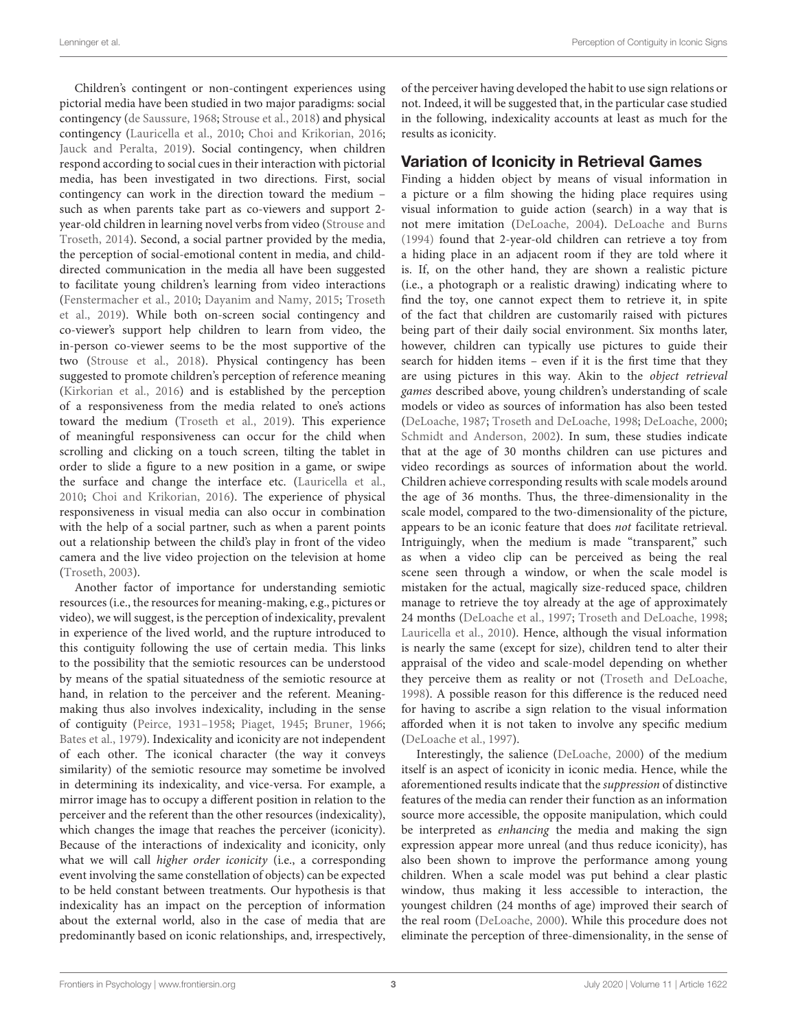Children's contingent or non-contingent experiences using pictorial media have been studied in two major paradigms: social contingency (de Saussure, 1968; Strouse et al., 2018) and physical contingency (Lauricella et al., 2010; Choi and Krikorian, 2016; Jauck and Peralta, 2019). Social contingency, when children respond according to social cues in their interaction with pictorial media, has been investigated in two directions. First, social contingency can work in the direction toward the medium – such as when parents take part as co-viewers and support 2-year-old children in learning novel verbs from video (Strouse and Troseth, 2014). Second, a social partner provided by the media, the perception of social-emotional content in media, and child-directed communication in the media all have been suggested to facilitate young children's learning from video interactions (Fenstermacher et al., 2010; Dayanim and Namy, 2015; Troseth et al., 2019). While both on-screen social contingency and co-viewer's support help children to learn from video, the in-person co-viewer seems to be the most supportive of the two (Strouse et al., 2018). Physical contingency has been suggested to promote children's perception of reference meaning (Kirkorian et al., 2016) and is established by the perception of a responsiveness from the media related to one's actions toward the medium (Troseth et al., 2019). This experience of meaningful responsiveness can occur for the child when scrolling and clicking on a touch screen, tilting the tablet in order to slide a figure to a new position in a game, or swipe the surface and change the interface etc. (Lauricella et al., 2010; Choi and Krikorian, 2016). The experience of physical responsiveness in visual media can also occur in combination with the help of a social partner, such as when a parent points out a relationship between the child's play in front of the video camera and the live video projection on the television at home (Troseth, 2003).

Another factor of importance for understanding semiotic resources (i.e., the resources for meaning-making, e.g., pictures or video), we will suggest, is the perception of indexicality, prevalent in experience of the lived world, and the rupture introduced to this contiguity following the use of certain media. This links to the possibility that the semiotic resources can be understood by means of the spatial situatedness of the semiotic resource at hand, in relation to the perceiver and the referent. Meaning-making thus also involves indexicality, including in the sense of contiguity (Peirce, 1931–1958; Piaget, 1945; Bruner, 1966; Bates et al., 1979). Indexicality and iconicity are not independent of each other. The iconical character (the way it conveys similarity) of the semiotic resource may sometime be involved in determining its indexicality, and vice-versa. For example, a mirror image has to occupy a different position in relation to the perceiver and the referent than the other resources (indexicality), which changes the image that reaches the perceiver (iconicity). Because of the interactions of indexicality and iconicity, only what we will call *higher order iconicity* (i.e., a corresponding event involving the same constellation of objects) can be expected to be held constant between treatments. Our hypothesis is that indexicality has an impact on the perception of information about the external world, also in the case of media that are predominantly based on iconic relationships, and, irrespectively, of the perceiver having developed the habit to use sign relations or not. Indeed, it will be suggested that, in the particular case studied in the following, indexicality accounts at least as much for the results as iconicity.

## Variation of Iconicity in Retrieval Games

Finding a hidden object by means of visual information in a picture or a film showing the hiding place requires using visual information to guide action (search) in a way that is not mere imitation (DeLoache, 2004). DeLoache and Burns (1994) found that 2-year-old children can retrieve a toy from a hiding place in an adjacent room if they are told where it is. If, on the other hand, they are shown a realistic picture (i.e., a photograph or a realistic drawing) indicating where to find the toy, one cannot expect them to retrieve it, in spite of the fact that children are customarily raised with pictures being part of their daily social environment. Six months later, however, children can typically use pictures to guide their search for hidden items – even if it is the first time that they are using pictures in this way. Akin to the *object retrieval games* described above, young children's understanding of scale models or video as sources of information has also been tested (DeLoache, 1987; Troseth and DeLoache, 1998; DeLoache, 2000; Schmidt and Anderson, 2002). In sum, these studies indicate that at the age of 30 months children can use pictures and video recordings as sources of information about the world. Children achieve corresponding results with scale models around the age of 36 months. Thus, the three-dimensionality in the scale model, compared to the two-dimensionality of the picture, appears to be an iconic feature that does *not* facilitate retrieval. Intriguingly, when the medium is made "transparent," such as when a video clip can be perceived as being the real scene seen through a window, or when the scale model is mistaken for the actual, magically size-reduced space, children manage to retrieve the toy already at the age of approximately 24 months (DeLoache et al., 1997; Troseth and DeLoache, 1998; Lauricella et al., 2010). Hence, although the visual information is nearly the same (except for size), children tend to alter their appraisal of the video and scale-model depending on whether they perceive them as reality or not (Troseth and DeLoache, 1998). A possible reason for this difference is the reduced need for having to ascribe a sign relation to the visual information afforded when it is not taken to involve any specific medium (DeLoache et al., 1997).

Interestingly, the salience (DeLoache, 2000) of the medium itself is an aspect of iconicity in iconic media. Hence, while the aforementioned results indicate that the *suppression* of distinctive features of the media can render their function as an information source more accessible, the opposite manipulation, which could be interpreted as *enhancing* the media and making the sign expression appear more unreal (and thus reduce iconicity), has also been shown to improve the performance among young children. When a scale model was put behind a clear plastic window, thus making it less accessible to interaction, the youngest children (24 months of age) improved their search of the real room (DeLoache, 2000). While this procedure does not eliminate the perception of three-dimensionality, in the sense of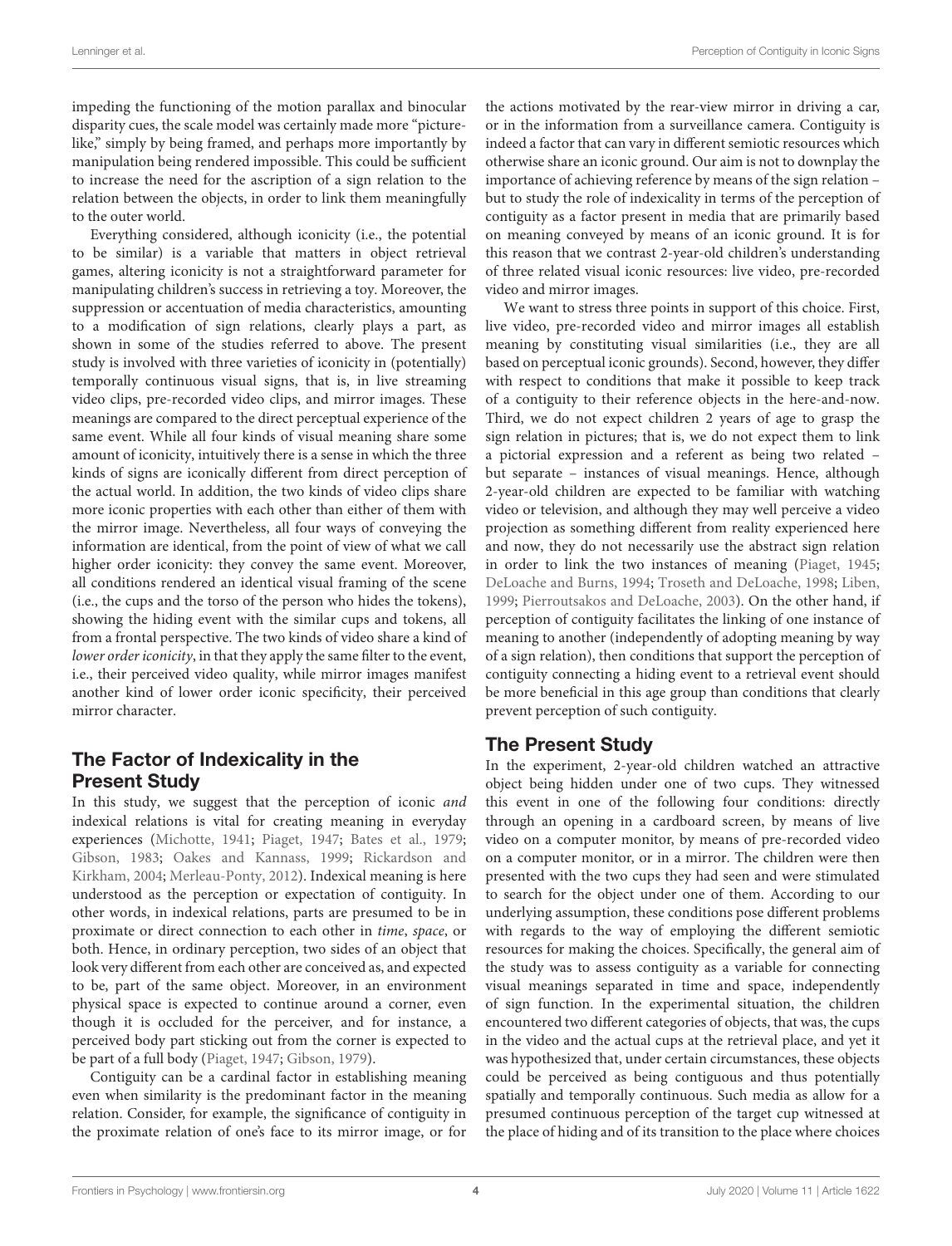impeding the functioning of the motion parallax and binocular disparity cues, the scale model was certainly made more "picture-like," simply by being framed, and perhaps more importantly by manipulation being rendered impossible. This could be sufficient to increase the need for the ascription of a sign relation to the relation between the objects, in order to link them meaningfully to the outer world.

Everything considered, although iconicity (i.e., the potential to be similar) is a variable that matters in object retrieval games, altering iconicity is not a straightforward parameter for manipulating children's success in retrieving a toy. Moreover, the suppression or accentuation of media characteristics, amounting to a modification of sign relations, clearly plays a part, as shown in some of the studies referred to above. The present study is involved with three varieties of iconicity in (potentially) temporally continuous visual signs, that is, in live streaming video clips, pre-recorded video clips, and mirror images. These meanings are compared to the direct perceptual experience of the same event. While all four kinds of visual meaning share some amount of iconicity, intuitively there is a sense in which the three kinds of signs are iconically different from direct perception of the actual world. In addition, the two kinds of video clips share more iconic properties with each other than either of them with the mirror image. Nevertheless, all four ways of conveying the information are identical, from the point of view of what we call higher order iconicity: they convey the same event. Moreover, all conditions rendered an identical visual framing of the scene (i.e., the cups and the torso of the person who hides the tokens), showing the hiding event with the similar cups and tokens, all from a frontal perspective. The two kinds of video share a kind of *lower order iconicity*, in that they apply the same filter to the event, i.e., their perceived video quality, while mirror images manifest another kind of lower order iconic specificity, their perceived mirror character.

## The Factor of Indexicality in the Present Study

In this study, we suggest that the perception of iconic *and* indexical relations is vital for creating meaning in everyday experiences (Michotte, 1941; Piaget, 1947; Bates et al., 1979; Gibson, 1983; Oakes and Kannass, 1999; Rickardson and Kirkham, 2004; Merleau-Ponty, 2012). Indexical meaning is here understood as the perception or expectation of contiguity. In other words, in indexical relations, parts are presumed to be in proximate or direct connection to each other in *time*, *space*, or both. Hence, in ordinary perception, two sides of an object that look very different from each other are conceived as, and expected to be, part of the same object. Moreover, in an environment physical space is expected to continue around a corner, even though it is occluded for the perceiver, and for instance, a perceived body part sticking out from the corner is expected to be part of a full body (Piaget, 1947; Gibson, 1979).

Contiguity can be a cardinal factor in establishing meaning even when similarity is the predominant factor in the meaning relation. Consider, for example, the significance of contiguity in the proximate relation of one's face to its mirror image, or for the actions motivated by the rear-view mirror in driving a car, or in the information from a surveillance camera. Contiguity is indeed a factor that can vary in different semiotic resources which otherwise share an iconic ground. Our aim is not to downplay the importance of achieving reference by means of the sign relation – but to study the role of indexicality in terms of the perception of contiguity as a factor present in media that are primarily based on meaning conveyed by means of an iconic ground. It is for this reason that we contrast 2-year-old children's understanding of three related visual iconic resources: live video, pre-recorded video and mirror images.

We want to stress three points in support of this choice. First, live video, pre-recorded video and mirror images all establish meaning by constituting visual similarities (i.e., they are all based on perceptual iconic grounds). Second, however, they differ with respect to conditions that make it possible to keep track of a contiguity to their reference objects in the here-and-now. Third, we do not expect children 2 years of age to grasp the sign relation in pictures; that is, we do not expect them to link a pictorial expression and a referent as being two related – but separate – instances of visual meanings. Hence, although 2-year-old children are expected to be familiar with watching video or television, and although they may well perceive a video projection as something different from reality experienced here and now, they do not necessarily use the abstract sign relation in order to link the two instances of meaning (Piaget, 1945; DeLoache and Burns, 1994; Troseth and DeLoache, 1998; Liben, 1999; Pierroutsakos and DeLoache, 2003). On the other hand, if perception of contiguity facilitates the linking of one instance of meaning to another (independently of adopting meaning by way of a sign relation), then conditions that support the perception of contiguity connecting a hiding event to a retrieval event should be more beneficial in this age group than conditions that clearly prevent perception of such contiguity.

## The Present Study

In the experiment, 2-year-old children watched an attractive object being hidden under one of two cups. They witnessed this event in one of the following four conditions: directly through an opening in a cardboard screen, by means of live video on a computer monitor, by means of pre-recorded video on a computer monitor, or in a mirror. The children were then presented with the two cups they had seen and were stimulated to search for the object under one of them. According to our underlying assumption, these conditions pose different problems with regards to the way of employing the different semiotic resources for making the choices. Specifically, the general aim of the study was to assess contiguity as a variable for connecting visual meanings separated in time and space, independently of sign function. In the experimental situation, the children encountered two different categories of objects, that was, the cups in the video and the actual cups at the retrieval place, and yet it was hypothesized that, under certain circumstances, these objects could be perceived as being contiguous and thus potentially spatially and temporally continuous. Such media as allow for a presumed continuous perception of the target cup witnessed at the place of hiding and of its transition to the place where choices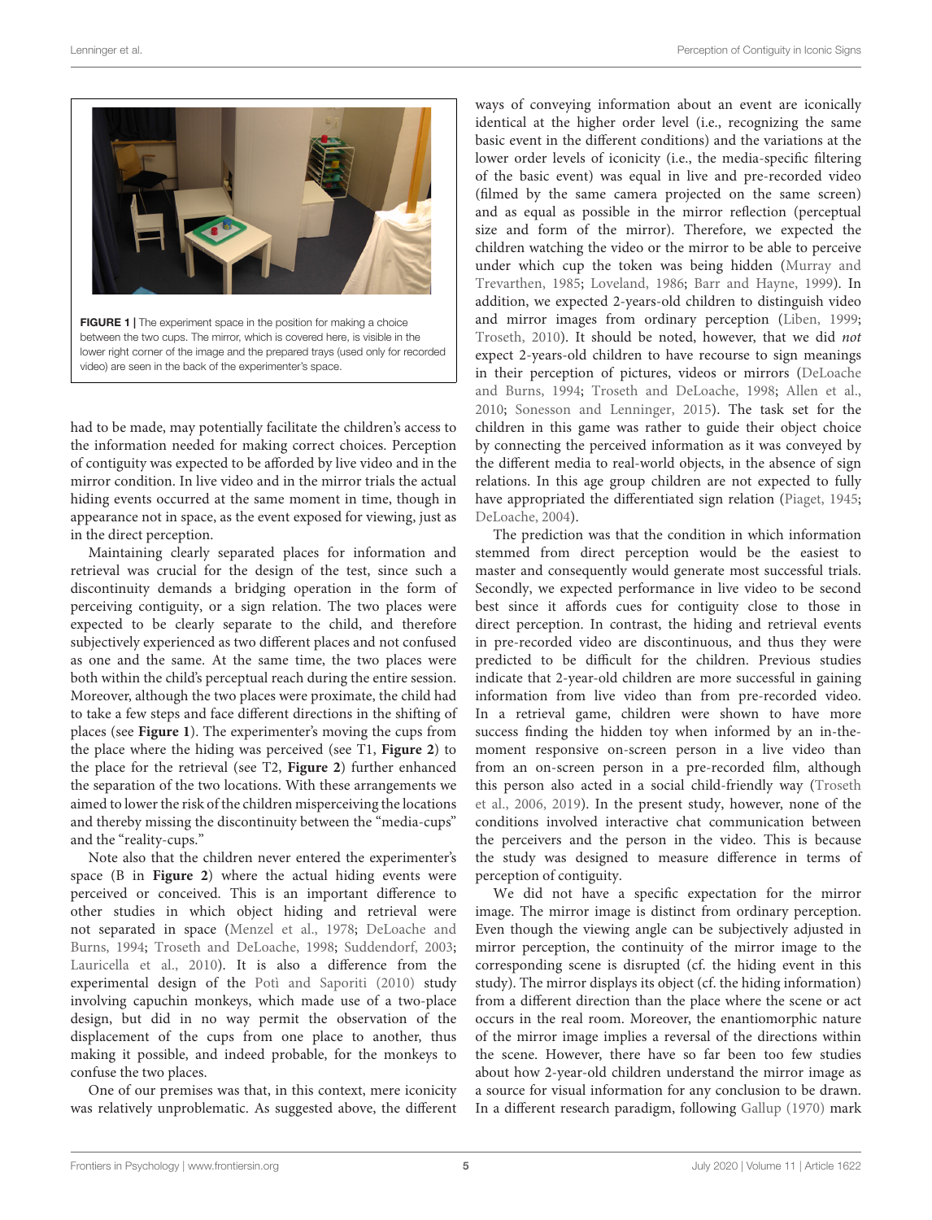FIGURE 1 | The experiment space in the position for making a choice between the two cups. The mirror, which is covered here, is visible in the lower right corner of the image and the prepared trays (used only for recorded video) are seen in the back of the experimenter's space.

had to be made, may potentially facilitate the children's access to the information needed for making correct choices. Perception of contiguity was expected to be afforded by live video and in the mirror condition. In live video and in the mirror trials the actual hiding events occurred at the same moment in time, though in appearance not in space, as the event exposed for viewing, just as in the direct perception.

Maintaining clearly separated places for information and retrieval was crucial for the design of the test, since such a discontinuity demands a bridging operation in the form of perceiving contiguity, or a sign relation. The two places were expected to be clearly separate to the child, and therefore subjectively experienced as two different places and not confused as one and the same. At the same time, the two places were both within the child's perceptual reach during the entire session. Moreover, although the two places were proximate, the child had to take a few steps and face different directions in the shifting of places (see **Figure 1**). The experimenter's moving the cups from the place where the hiding was perceived (see T1, **Figure 2**) to the place for the retrieval (see T2, **Figure 2**) further enhanced the separation of the two locations. With these arrangements we aimed to lower the risk of the children misperceiving the locations and thereby missing the discontinuity between the "media-cups" and the "reality-cups."

Note also that the children never entered the experimenter's space (B in **Figure 2**) where the actual hiding events were perceived or conceived. This is an important difference to other studies in which object hiding and retrieval were not separated in space (Menzel et al., 1978; DeLoache and Burns, 1994; Troseth and DeLoache, 1998; Suddendorf, 2003; Lauricella et al., 2010). It is also a difference from the experimental design of the Potì and Saporiti (2010) study involving capuchin monkeys, which made use of a two-place design, but did in no way permit the observation of the displacement of the cups from one place to another, thus making it possible, and indeed probable, for the monkeys to confuse the two places.

One of our premises was that, in this context, mere iconicity was relatively unproblematic. As suggested above, the different ways of conveying information about an event are iconically identical at the higher order level (i.e., recognizing the same basic event in the different conditions) and the variations at the lower order levels of iconicity (i.e., the media-specific filtering of the basic event) was equal in live and pre-recorded video (filmed by the same camera projected on the same screen) and as equal as possible in the mirror reflection (perceptual size and form of the mirror). Therefore, we expected the children watching the video or the mirror to be able to perceive under which cup the token was being hidden (Murray and Trevarthen, 1985; Loveland, 1986; Barr and Hayne, 1999). In addition, we expected 2-years-old children to distinguish video and mirror images from ordinary perception (Liben, 1999; Troseth, 2010). It should be noted, however, that we did *not* expect 2-years-old children to have recourse to sign meanings in their perception of pictures, videos or mirrors (DeLoache and Burns, 1994; Troseth and DeLoache, 1998; Allen et al., 2010; Sonesson and Lenninger, 2015). The task set for the children in this game was rather to guide their object choice by connecting the perceived information as it was conveyed by the different media to real-world objects, in the absence of sign relations. In this age group children are not expected to fully have appropriated the differentiated sign relation (Piaget, 1945; DeLoache, 2004).

The prediction was that the condition in which information stemmed from direct perception would be the easiest to master and consequently would generate most successful trials. Secondly, we expected performance in live video to be second best since it affords cues for contiguity close to those in direct perception. In contrast, the hiding and retrieval events in pre-recorded video are discontinuous, and thus they were predicted to be difficult for the children. Previous studies indicate that 2-year-old children are more successful in gaining information from live video than from pre-recorded video. In a retrieval game, children were shown to have more success finding the hidden toy when informed by an in-the-moment responsive on-screen person in a live video than from an on-screen person in a pre-recorded film, although this person also acted in a social child-friendly way (Troseth et al., 2006, 2019). In the present study, however, none of the conditions involved interactive chat communication between the perceivers and the person in the video. This is because the study was designed to measure difference in terms of perception of contiguity.

We did not have a specific expectation for the mirror image. The mirror image is distinct from ordinary perception. Even though the viewing angle can be subjectively adjusted in mirror perception, the continuity of the mirror image to the corresponding scene is disrupted (cf. the hiding event in this study). The mirror displays its object (cf. the hiding information) from a different direction than the place where the scene or act occurs in the real room. Moreover, the enantiomorphic nature of the mirror image implies a reversal of the directions within the scene. However, there have so far been too few studies about how 2-year-old children understand the mirror image as a source for visual information for any conclusion to be drawn. In a different research paradigm, following Gallup (1970) mark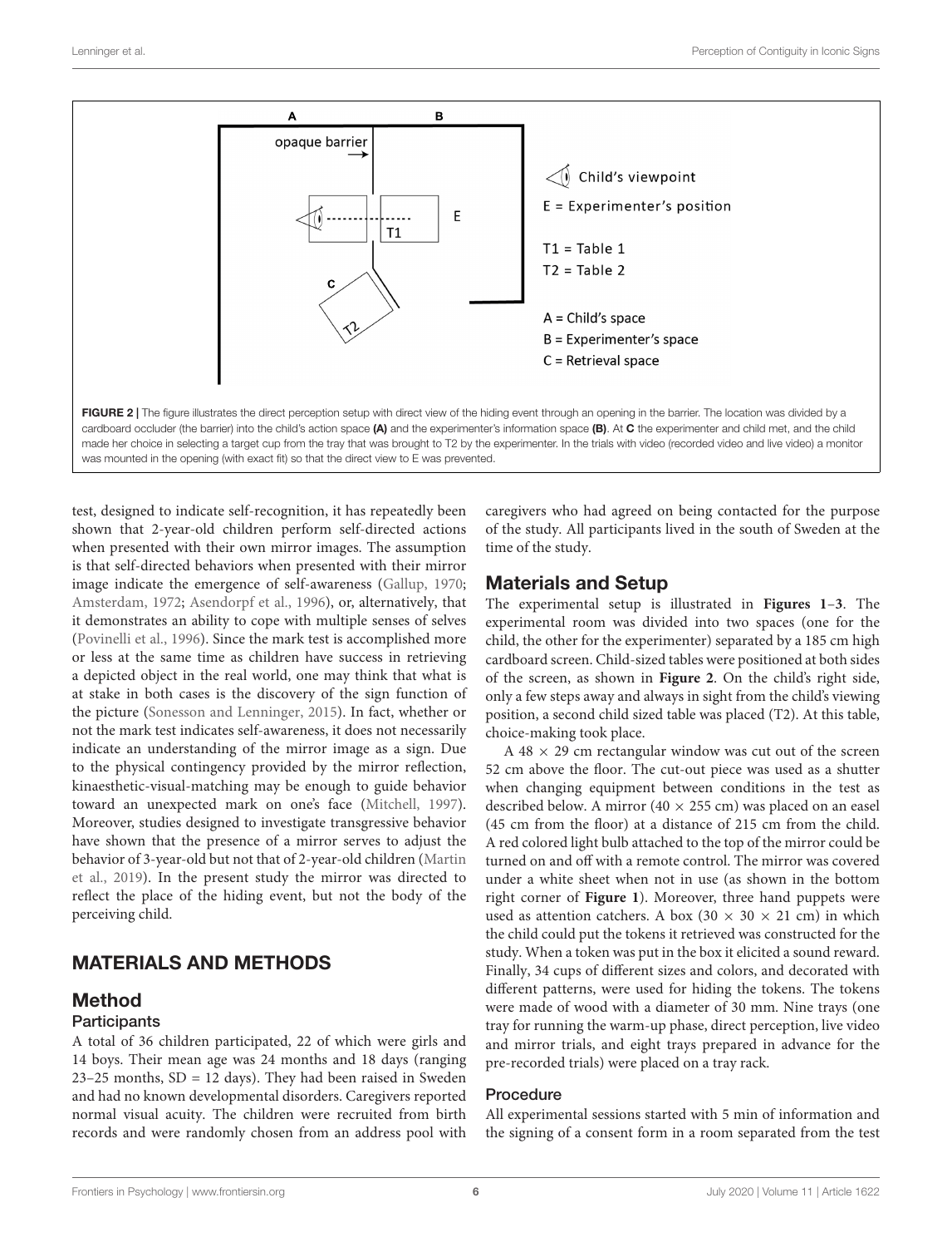FIGURE 2 | The figure illustrates the direct perception setup with direct view of the hiding event through an opening in the barrier. The location was divided by a cardboard occluder (the barrier) into the child's action space **(A)** and the experimenter's information space **(B)**. At **C** the experimenter and child met, and the child made her choice in selecting a target cup from the tray that was brought to T2 by the experimenter. In the trials with video (recorded video and live video) a monitor was mounted in the opening (with exact fit) so that the direct view to E was prevented.

test, designed to indicate self-recognition, it has repeatedly been shown that 2-year-old children perform self-directed actions when presented with their own mirror images. The assumption is that self-directed behaviors when presented with their mirror image indicate the emergence of self-awareness (Gallup, 1970; Amsterdam, 1972; Asendorpf et al., 1996), or, alternatively, that it demonstrates an ability to cope with multiple senses of selves (Povinelli et al., 1996). Since the mark test is accomplished more or less at the same time as children have success in retrieving a depicted object in the real world, one may think that what is at stake in both cases is the discovery of the sign function of the picture (Sonesson and Lenninger, 2015). In fact, whether or not the mark test indicates self-awareness, it does not necessarily indicate an understanding of the mirror image as a sign. Due to the physical contingency provided by the mirror reflection, kinaesthetic-visual-matching may be enough to guide behavior toward an unexpected mark on one's face (Mitchell, 1997). Moreover, studies designed to investigate transgressive behavior have shown that the presence of a mirror serves to adjust the behavior of 3-year-old but not that of 2-year-old children (Martin et al., 2019). In the present study the mirror was directed to reflect the place of the hiding event, but not the body of the perceiving child.

## MATERIALS AND METHODS

### Method

#### Participants

A total of 36 children participated, 22 of which were girls and 14 boys. Their mean age was 24 months and 18 days (ranging 23–25 months, SD = 12 days). They had been raised in Sweden and had no known developmental disorders. Caregivers reported normal visual acuity. The children were recruited from birth records and were randomly chosen from an address pool with caregivers who had agreed on being contacted for the purpose of the study. All participants lived in the south of Sweden at the time of the study.

### Materials and Setup

The experimental setup is illustrated in **Figures 1**–**3**. The experimental room was divided into two spaces (one for the child, the other for the experimenter) separated by a 185 cm high cardboard screen. Child-sized tables were positioned at both sides of the screen, as shown in **Figure 2**. On the child's right side, only a few steps away and always in sight from the child's viewing position, a second child sized table was placed (T2). At this table, choice-making took place.

A 48 × 29 cm rectangular window was cut out of the screen 52 cm above the floor. The cut-out piece was used as a shutter when changing equipment between conditions in the test as described below. A mirror (40 × 255 cm) was placed on an easel (45 cm from the floor) at a distance of 215 cm from the child. A red colored light bulb attached to the top of the mirror could be turned on and off with a remote control. The mirror was covered under a white sheet when not in use (as shown in the bottom right corner of **Figure 1**). Moreover, three hand puppets were used as attention catchers. A box (30 × 30 × 21 cm) in which the child could put the tokens it retrieved was constructed for the study. When a token was put in the box it elicited a sound reward. Finally, 34 cups of different sizes and colors, and decorated with different patterns, were used for hiding the tokens. The tokens were made of wood with a diameter of 30 mm. Nine trays (one tray for running the warm-up phase, direct perception, live video and mirror trials, and eight trays prepared in advance for the pre-recorded trials) were placed on a tray rack.

#### Procedure

All experimental sessions started with 5 min of information and the signing of a consent form in a room separated from the test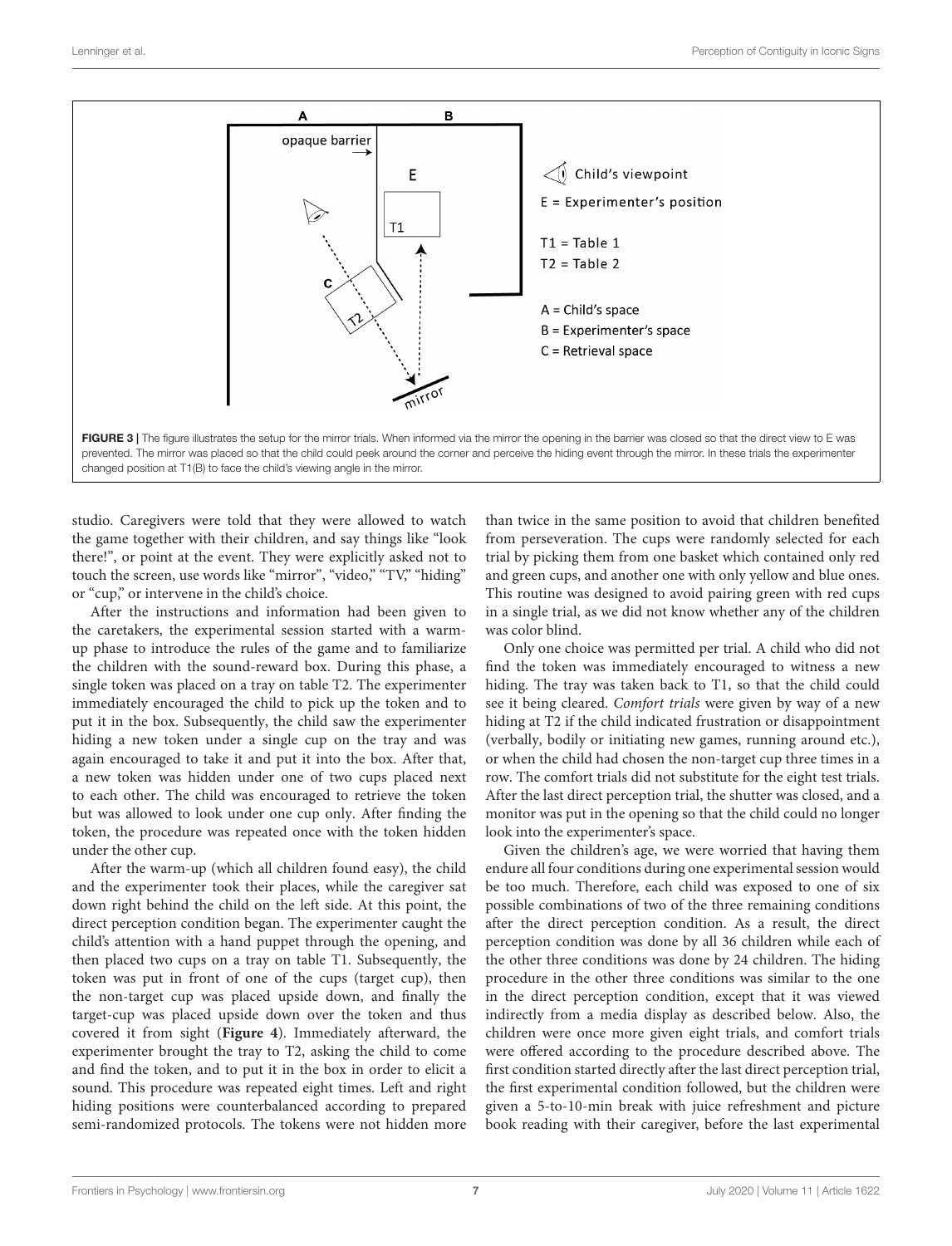FIGURE 3 | The figure illustrates the setup for the mirror trials. When informed via the mirror the opening in the barrier was closed so that the direct view to E was prevented. The mirror was placed so that the child could peek around the corner and perceive the hiding event through the mirror. In these trials the experimenter changed position at T1(B) to face the child's viewing angle in the mirror.

studio. Caregivers were told that they were allowed to watch the game together with their children, and say things like "look there!", or point at the event. They were explicitly asked not to touch the screen, use words like "mirror", "video," "TV," "hiding" or "cup," or intervene in the child's choice.

After the instructions and information had been given to the caretakers, the experimental session started with a warm-up phase to introduce the rules of the game and to familiarize the children with the sound-reward box. During this phase, a single token was placed on a tray on table T2. The experimenter immediately encouraged the child to pick up the token and to put it in the box. Subsequently, the child saw the experimenter hiding a new token under a single cup on the tray and was again encouraged to take it and put it into the box. After that, a new token was hidden under one of two cups placed next to each other. The child was encouraged to retrieve the token but was allowed to look under one cup only. After finding the token, the procedure was repeated once with the token hidden under the other cup.

After the warm-up (which all children found easy), the child and the experimenter took their places, while the caregiver sat down right behind the child on the left side. At this point, the direct perception condition began. The experimenter caught the child's attention with a hand puppet through the opening, and then placed two cups on a tray on table T1. Subsequently, the token was put in front of one of the cups (target cup), then the non-target cup was placed upside down, and finally the target-cup was placed upside down over the token and thus covered it from sight (**Figure 4**). Immediately afterward, the experimenter brought the tray to T2, asking the child to come and find the token, and to put it in the box in order to elicit a sound. This procedure was repeated eight times. Left and right hiding positions were counterbalanced according to prepared semi-randomized protocols. The tokens were not hidden more than twice in the same position to avoid that children benefited from perseveration. The cups were randomly selected for each trial by picking them from one basket which contained only red and green cups, and another one with only yellow and blue ones. This routine was designed to avoid pairing green with red cups in a single trial, as we did not know whether any of the children was color blind.

Only one choice was permitted per trial. A child who did not find the token was immediately encouraged to witness a new hiding. The tray was taken back to T1, so that the child could see it being cleared. *Comfort trials* were given by way of a new hiding at T2 if the child indicated frustration or disappointment (verbally, bodily or initiating new games, running around etc.), or when the child had chosen the non-target cup three times in a row. The comfort trials did not substitute for the eight test trials. After the last direct perception trial, the shutter was closed, and a monitor was put in the opening so that the child could no longer look into the experimenter's space.

Given the children's age, we were worried that having them endure all four conditions during one experimental session would be too much. Therefore, each child was exposed to one of six possible combinations of two of the three remaining conditions after the direct perception condition. As a result, the direct perception condition was done by all 36 children while each of the other three conditions was done by 24 children. The hiding procedure in the other three conditions was similar to the one in the direct perception condition, except that it was viewed indirectly from a media display as described below. Also, the children were once more given eight trials, and comfort trials were offered according to the procedure described above. The first condition started directly after the last direct perception trial, the first experimental condition followed, but the children were given a 5-to-10-min break with juice refreshment and picture book reading with their caregiver, before the last experimental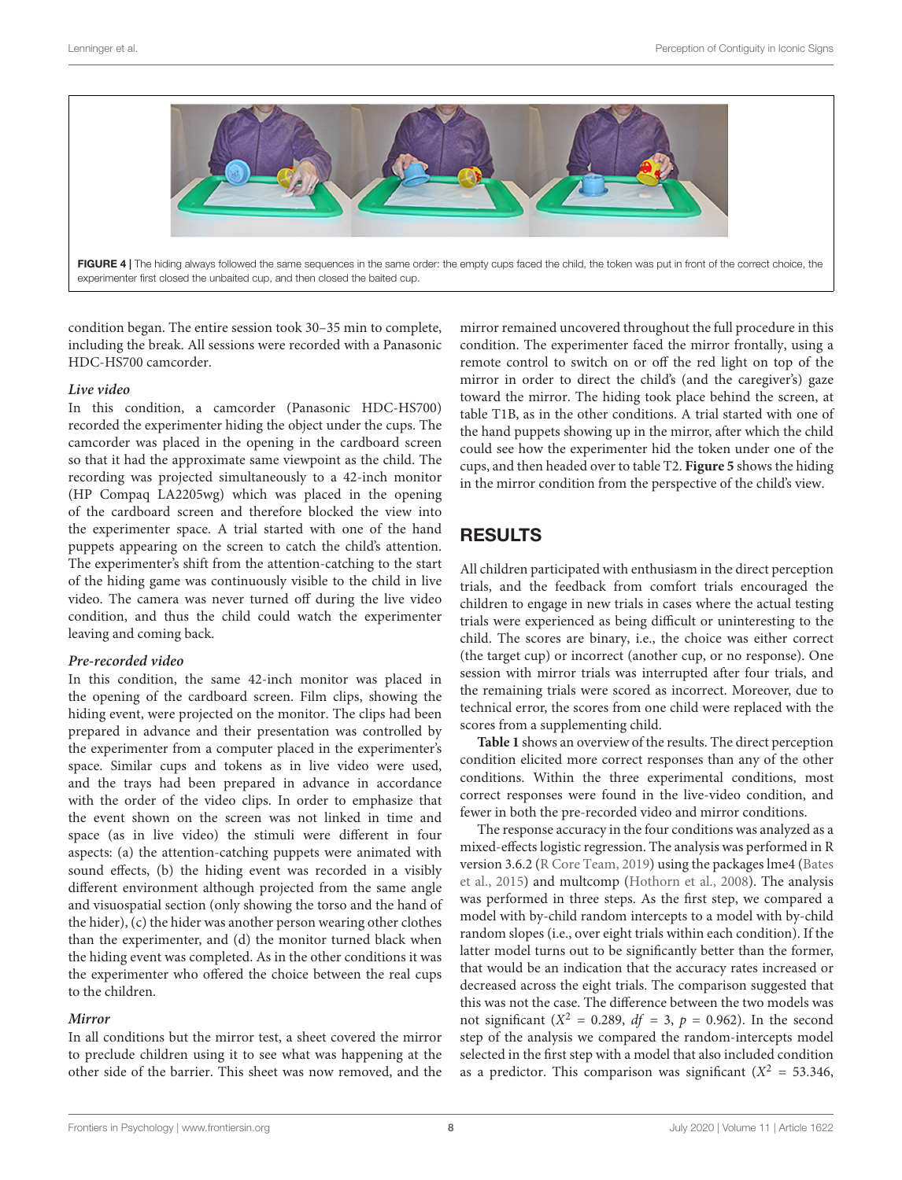**FIGURE 4 |** The hiding always followed the same sequences in the same order: the empty cups faced the child, the token was put in front of the correct choice, the experimenter first closed the unbaited cup, and then closed the baited cup.

condition began. The entire session took 30–35 min to complete, including the break. All sessions were recorded with a Panasonic HDC-HS700 camcorder.

#### *Live video*

In this condition, a camcorder (Panasonic HDC-HS700) recorded the experimenter hiding the object under the cups. The camcorder was placed in the opening in the cardboard screen so that it had the approximate same viewpoint as the child. The recording was projected simultaneously to a 42-inch monitor (HP Compaq LA2205wg) which was placed in the opening of the cardboard screen and therefore blocked the view into the experimenter space. A trial started with one of the hand puppets appearing on the screen to catch the child's attention. The experimenter's shift from the attention-catching to the start of the hiding game was continuously visible to the child in live video. The camera was never turned off during the live video condition, and thus the child could watch the experimenter leaving and coming back.

#### *Pre-recorded video*

In this condition, the same 42-inch monitor was placed in the opening of the cardboard screen. Film clips, showing the hiding event, were projected on the monitor. The clips had been prepared in advance and their presentation was controlled by the experimenter from a computer placed in the experimenter's space. Similar cups and tokens as in live video were used, and the trays had been prepared in advance in accordance with the order of the video clips. In order to emphasize that the event shown on the screen was not linked in time and space (as in live video) the stimuli were different in four aspects: (a) the attention-catching puppets were animated with sound effects, (b) the hiding event was recorded in a visibly different environment although projected from the same angle and visuospatial section (only showing the torso and the hand of the hider), (c) the hider was another person wearing other clothes than the experimenter, and (d) the monitor turned black when the hiding event was completed. As in the other conditions it was the experimenter who offered the choice between the real cups to the children.

#### *Mirror*

In all conditions but the mirror test, a sheet covered the mirror to preclude children using it to see what was happening at the other side of the barrier. This sheet was now removed, and the mirror remained uncovered throughout the full procedure in this condition. The experimenter faced the mirror frontally, using a remote control to switch on or off the red light on top of the mirror in order to direct the child's (and the caregiver's) gaze toward the mirror. The hiding took place behind the screen, at table T1B, as in the other conditions. A trial started with one of the hand puppets showing up in the mirror, after which the child could see how the experimenter hid the token under one of the cups, and then headed over to table T2. **Figure 5** shows the hiding in the mirror condition from the perspective of the child's view.

## RESULTS

All children participated with enthusiasm in the direct perception trials, and the feedback from comfort trials encouraged the children to engage in new trials in cases where the actual testing trials were experienced as being difficult or uninteresting to the child. The scores are binary, i.e., the choice was either correct (the target cup) or incorrect (another cup, or no response). One session with mirror trials was interrupted after four trials, and the remaining trials were scored as incorrect. Moreover, due to technical error, the scores from one child were replaced with the scores from a supplementing child.

**Table 1** shows an overview of the results. The direct perception condition elicited more correct responses than any of the other conditions. Within the three experimental conditions, most correct responses were found in the live-video condition, and fewer in both the pre-recorded video and mirror conditions.

The response accuracy in the four conditions was analyzed as a mixed-effects logistic regression. The analysis was performed in R version 3.6.2 (R Core Team, 2019) using the packages lme4 (Bates et al., 2015) and multcomp (Hothorn et al., 2008). The analysis was performed in three steps. As the first step, we compared a model with by-child random intercepts to a model with by-child random slopes (i.e., over eight trials within each condition). If the latter model turns out to be significantly better than the former, that would be an indication that the accuracy rates increased or decreased across the eight trials. The comparison suggested that this was not the case. The difference between the two models was not significant ($X^2$ = 0.289, $df$ = 3, $p$ = 0.962). In the second step of the analysis we compared the random-intercepts model selected in the first step with a model that also included condition as a predictor. This comparison was significant ($X^2$ = 53.346,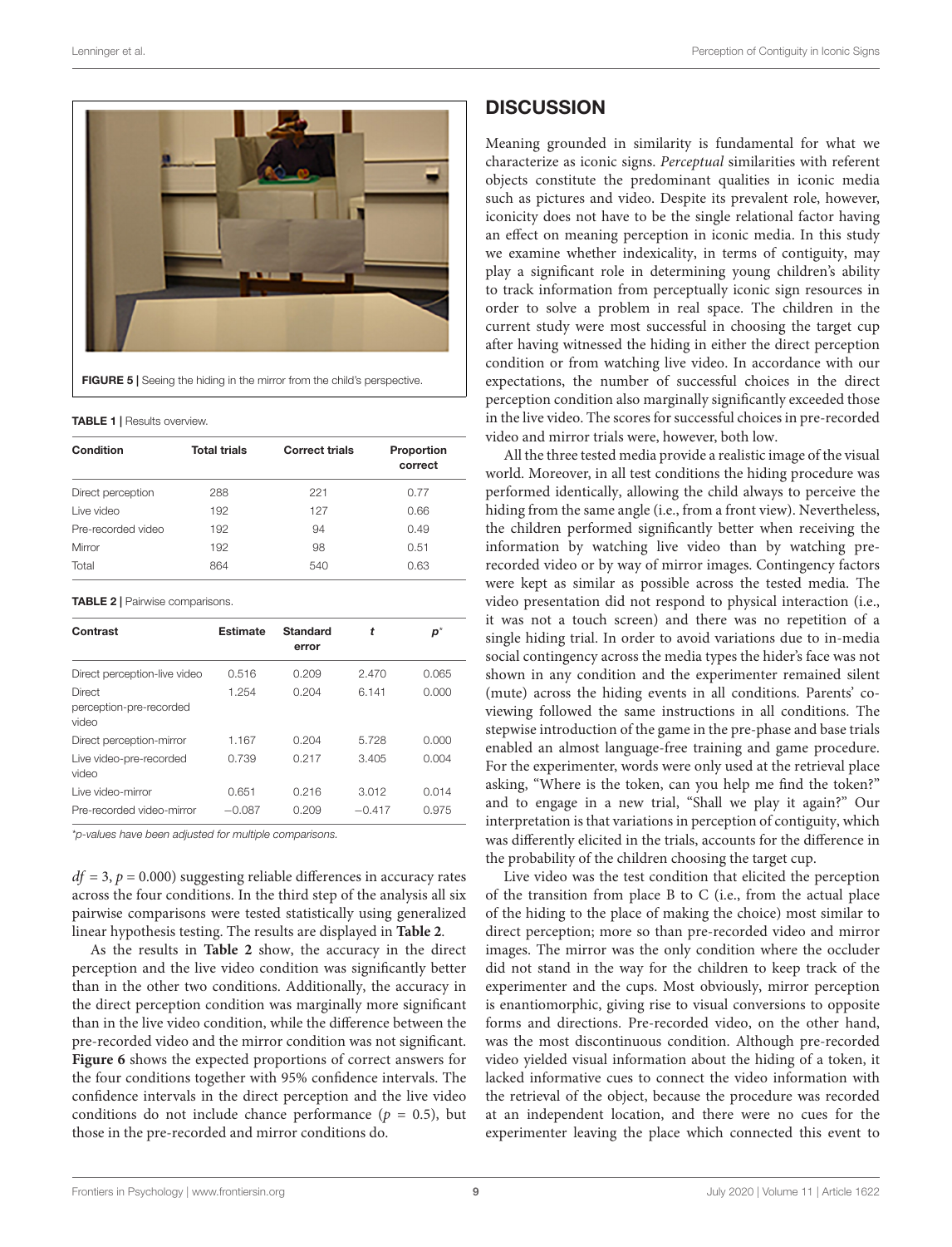FIGURE 5 | Seeing the hiding in the mirror from the child's perspective.

**TABLE 1 |** Results overview.

| Condition | Total trials | Correct trials | Proportion correct |
|---|---|---|---|
| Direct perception | 288 | 221 | 0.77 |
| Live video | 192 | 127 | 0.66 |
| Pre-recorded video | 192 | 94 | 0.49 |
| Mirror | 192 | 98 | 0.51 |
| Total | 864 | 540 | 0.63 |

**TABLE 2 |** Pairwise comparisons.

| Contrast | Estimate | Standard error | *t* | *p** |
|---|---|---|---|---|
| Direct perception-live video | 0.516 | 0.209 | 2.470 | 0.065 |
| Direct perception-pre-recorded video | 1.254 | 0.204 | 6.141 | 0.000 |
| Direct perception-mirror | 1.167 | 0.204 | 5.728 | 0.000 |
| Live video-pre-recorded video | 0.739 | 0.217 | 3.405 | 0.004 |
| Live video-mirror | 0.651 | 0.216 | 3.012 | 0.014 |
| Pre-recorded video-mirror | −0.087 | 0.209 | −0.417 | 0.975 |

*p-values have been adjusted for multiple comparisons.

$df = 3$, $p = 0.000$) suggesting reliable differences in accuracy rates across the four conditions. In the third step of the analysis all six pairwise comparisons were tested statistically using generalized linear hypothesis testing. The results are displayed in **Table 2**.

As the results in **Table 2** show, the accuracy in the direct perception and the live video condition was significantly better than in the other two conditions. Additionally, the accuracy in the direct perception condition was marginally more significant than in the live video condition, while the difference between the pre-recorded video and the mirror condition was not significant. **Figure 6** shows the expected proportions of correct answers for the four conditions together with 95% confidence intervals. The confidence intervals in the direct perception and the live video conditions do not include chance performance ($p = 0.5$), but those in the pre-recorded and mirror conditions do.

## DISCUSSION

Meaning grounded in similarity is fundamental for what we characterize as iconic signs. *Perceptual* similarities with referent objects constitute the predominant qualities in iconic media such as pictures and video. Despite its prevalent role, however, iconicity does not have to be the single relational factor having an effect on meaning perception in iconic media. In this study we examine whether indexicality, in terms of contiguity, may play a significant role in determining young children's ability to track information from perceptually iconic sign resources in order to solve a problem in real space. The children in the current study were most successful in choosing the target cup after having witnessed the hiding in either the direct perception condition or from watching live video. In accordance with our expectations, the number of successful choices in the direct perception condition also marginally significantly exceeded those in the live video. The scores for successful choices in pre-recorded video and mirror trials were, however, both low.

All the three tested media provide a realistic image of the visual world. Moreover, in all test conditions the hiding procedure was performed identically, allowing the child always to perceive the hiding from the same angle (i.e., from a front view). Nevertheless, the children performed significantly better when receiving the information by watching live video than by watching pre-recorded video or by way of mirror images. Contingency factors were kept as similar as possible across the tested media. The video presentation did not respond to physical interaction (i.e., it was not a touch screen) and there was no repetition of a single hiding trial. In order to avoid variations due to in-media social contingency across the media types the hider's face was not shown in any condition and the experimenter remained silent (mute) across the hiding events in all conditions. Parents' co-viewing followed the same instructions in all conditions. The stepwise introduction of the game in the pre-phase and base trials enabled an almost language-free training and game procedure. For the experimenter, words were only used at the retrieval place asking, "Where is the token, can you help me find the token?" and to engage in a new trial, "Shall we play it again?" Our interpretation is that variations in perception of contiguity, which was differently elicited in the trials, accounts for the difference in the probability of the children choosing the target cup.

Live video was the test condition that elicited the perception of the transition from place B to C (i.e., from the actual place of the hiding to the place of making the choice) most similar to direct perception; more so than pre-recorded video and mirror images. The mirror was the only condition where the occluder did not stand in the way for the children to keep track of the experimenter and the cups. Most obviously, mirror perception is enantiomorphic, giving rise to visual conversions to opposite forms and directions. Pre-recorded video, on the other hand, was the most discontinuous condition. Although pre-recorded video yielded visual information about the hiding of a token, it lacked informative cues to connect the video information with the retrieval of the object, because the procedure was recorded at an independent location, and there were no cues for the experimenter leaving the place which connected this event to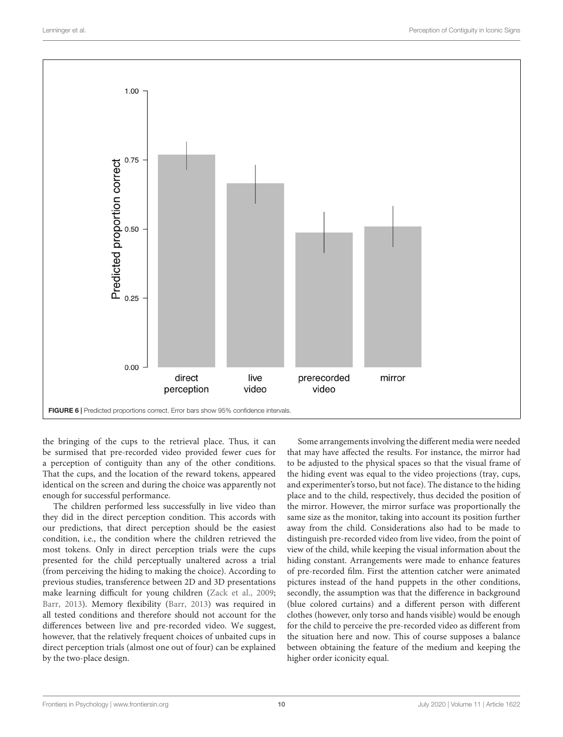FIGURE 6 | Predicted proportions correct. Error bars show 95% confidence intervals.

the bringing of the cups to the retrieval place. Thus, it can be surmised that pre-recorded video provided fewer cues for a perception of contiguity than any of the other conditions. That the cups, and the location of the reward tokens, appeared identical on the screen and during the choice was apparently not enough for successful performance.

The children performed less successfully in live video than they did in the direct perception condition. This accords with our predictions, that direct perception should be the easiest condition, i.e., the condition where the children retrieved the most tokens. Only in direct perception trials were the cups presented for the child perceptually unaltered across a trial (from perceiving the hiding to making the choice). According to previous studies, transference between 2D and 3D presentations make learning difficult for young children (Zack et al., 2009; Barr, 2013). Memory flexibility (Barr, 2013) was required in all tested conditions and therefore should not account for the differences between live and pre-recorded video. We suggest, however, that the relatively frequent choices of unbaited cups in direct perception trials (almost one out of four) can be explained by the two-place design.

Some arrangements involving the different media were needed that may have affected the results. For instance, the mirror had to be adjusted to the physical spaces so that the visual frame of the hiding event was equal to the video projections (tray, cups, and experimenter's torso, but not face). The distance to the hiding place and to the child, respectively, thus decided the position of the mirror. However, the mirror surface was proportionally the same size as the monitor, taking into account its position further away from the child. Considerations also had to be made to distinguish pre-recorded video from live video, from the point of view of the child, while keeping the visual information about the hiding constant. Arrangements were made to enhance features of pre-recorded film. First the attention catcher were animated pictures instead of the hand puppets in the other conditions, secondly, the assumption was that the difference in background (blue colored curtains) and a different person with different clothes (however, only torso and hands visible) would be enough for the child to perceive the pre-recorded video as different from the situation here and now. This of course supposes a balance between obtaining the feature of the medium and keeping the higher order iconicity equal.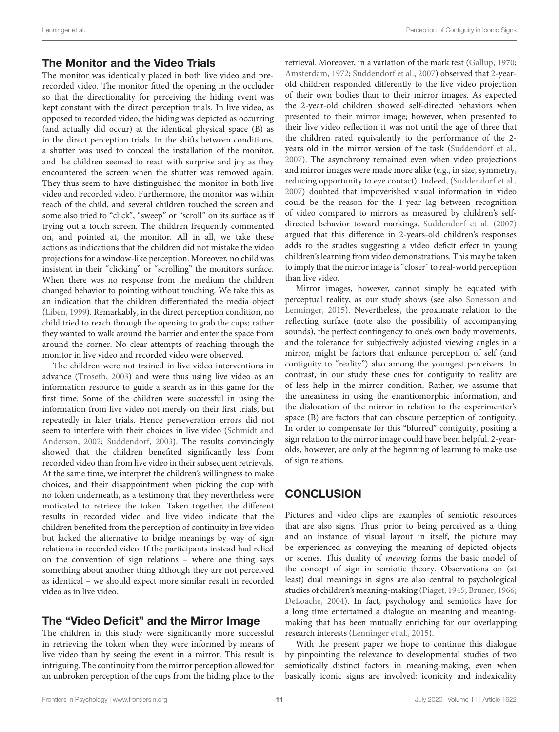## The Monitor and the Video Trials

The monitor was identically placed in both live video and prerecorded video. The monitor fitted the opening in the occluder so that the directionality for perceiving the hiding event was kept constant with the direct perception trials. In live video, as opposed to recorded video, the hiding was depicted as occurring (and actually did occur) at the identical physical space (B) as in the direct perception trials. In the shifts between conditions, a shutter was used to conceal the installation of the monitor, and the children seemed to react with surprise and joy as they encountered the screen when the shutter was removed again. They thus seem to have distinguished the monitor in both live video and recorded video. Furthermore, the monitor was within reach of the child, and several children touched the screen and some also tried to "click", "sweep" or "scroll" on its surface as if trying out a touch screen. The children frequently commented on, and pointed at, the monitor. All in all, we take these actions as indications that the children did not mistake the video projections for a window-like perception. Moreover, no child was insistent in their "clicking" or "scrolling" the monitor's surface. When there was no response from the medium the children changed behavior to pointing without touching. We take this as an indication that the children differentiated the media object (Liben, 1999). Remarkably, in the direct perception condition, no child tried to reach through the opening to grab the cups; rather they wanted to walk around the barrier and enter the space from around the corner. No clear attempts of reaching through the monitor in live video and recorded video were observed.

The children were not trained in live video interventions in advance (Troseth, 2003) and were thus using live video as an information resource to guide a search as in this game for the first time. Some of the children were successful in using the information from live video not merely on their first trials, but repeatedly in later trials. Hence perseveration errors did not seem to interfere with their choices in live video (Schmidt and Anderson, 2002; Suddendorf, 2003). The results convincingly showed that the children benefited significantly less from recorded video than from live video in their subsequent retrievals. At the same time, we interpret the children's willingness to make choices, and their disappointment when picking the cup with no token underneath, as a testimony that they nevertheless were motivated to retrieve the token. Taken together, the different results in recorded video and live video indicate that the children benefited from the perception of continuity in live video but lacked the alternative to bridge meanings by way of sign relations in recorded video. If the participants instead had relied on the convention of sign relations – where one thing says something about another thing although they are not perceived as identical – we should expect more similar result in recorded video as in live video.

## The "Video Deficit" and the Mirror Image

The children in this study were significantly more successful in retrieving the token when they were informed by means of live video than by seeing the event in a mirror. This result is intriguing. The continuity from the mirror perception allowed for an unbroken perception of the cups from the hiding place to the retrieval. Moreover, in a variation of the mark test (Gallup, 1970; Amsterdam, 1972; Suddendorf et al., 2007) observed that 2-year-old children responded differently to the live video projection of their own bodies than to their mirror images. As expected the 2-year-old children showed self-directed behaviors when presented to their mirror image; however, when presented to their live video reflection it was not until the age of three that the children rated equivalently to the performance of the 2-years old in the mirror version of the task (Suddendorf et al., 2007). The asynchrony remained even when video projections and mirror images were made more alike (e.g., in size, symmetry, reducing opportunity to eye contact). Indeed, (Suddendorf et al., 2007) doubted that impoverished visual information in video could be the reason for the 1-year lag between recognition of video compared to mirrors as measured by children's self-directed behavior toward markings. Suddendorf et al. (2007) argued that this difference in 2-years-old children's responses adds to the studies suggesting a video deficit effect in young children's learning from video demonstrations. This may be taken to imply that the mirror image is "closer" to real-world perception than live video.

Mirror images, however, cannot simply be equated with perceptual reality, as our study shows (see also Sonesson and Lenninger, 2015). Nevertheless, the proximate relation to the reflecting surface (note also the possibility of accompanying sounds), the perfect contingency to one's own body movements, and the tolerance for subjectively adjusted viewing angles in a mirror, might be factors that enhance perception of self (and contiguity to "reality") also among the youngest perceivers. In contrast, in our study these cues for contiguity to reality are of less help in the mirror condition. Rather, we assume that the uneasiness in using the enantiomorphic information, and the dislocation of the mirror in relation to the experimenter's space (B) are factors that can obscure perception of contiguity. In order to compensate for this "blurred" contiguity, positing a sign relation to the mirror image could have been helpful. 2-year-olds, however, are only at the beginning of learning to make use of sign relations.

# CONCLUSION

Pictures and video clips are examples of semiotic resources that are also signs. Thus, prior to being perceived as a thing and an instance of visual layout in itself, the picture may be experienced as conveying the meaning of depicted objects or scenes. This duality of *meaning* forms the basic model of the concept of sign in semiotic theory. Observations on (at least) dual meanings in signs are also central to psychological studies of children's meaning-making (Piaget, 1945; Bruner, 1966; DeLoache, 2004). In fact, psychology and semiotics have for a long time entertained a dialogue on meaning and meaning-making that has been mutually enriching for our overlapping research interests (Lenninger et al., 2015).

With the present paper we hope to continue this dialogue by pinpointing the relevance to developmental studies of two semiotically distinct factors in meaning-making, even when basically iconic signs are involved: iconicity and indexicality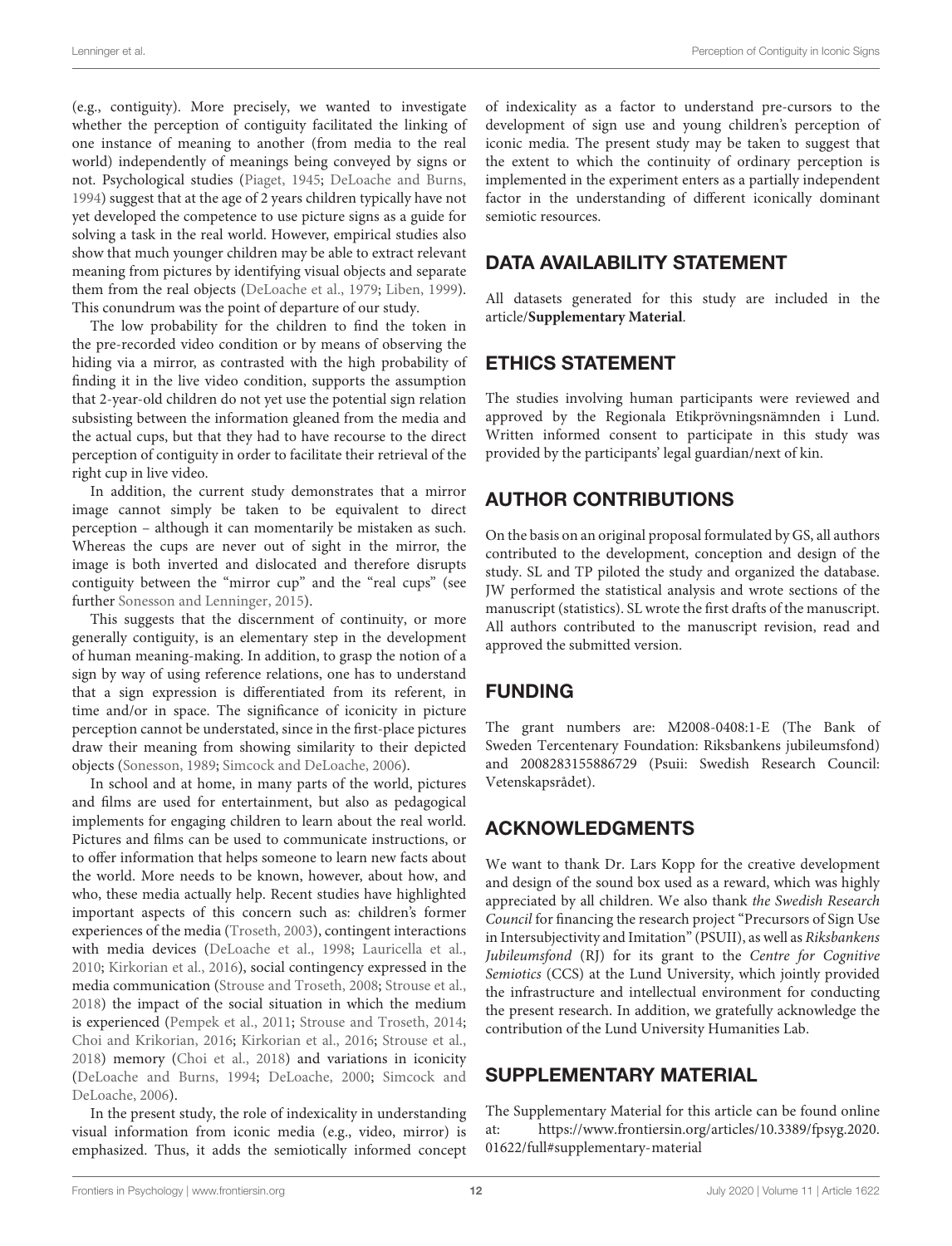(e.g., contiguity). More precisely, we wanted to investigate whether the perception of contiguity facilitated the linking of one instance of meaning to another (from media to the real world) independently of meanings being conveyed by signs or not. Psychological studies (Piaget, 1945; DeLoache and Burns, 1994) suggest that at the age of 2 years children typically have not yet developed the competence to use picture signs as a guide for solving a task in the real world. However, empirical studies also show that much younger children may be able to extract relevant meaning from pictures by identifying visual objects and separate them from the real objects (DeLoache et al., 1979; Liben, 1999). This conundrum was the point of departure of our study.

The low probability for the children to find the token in the pre-recorded video condition or by means of observing the hiding via a mirror, as contrasted with the high probability of finding it in the live video condition, supports the assumption that 2-year-old children do not yet use the potential sign relation subsisting between the information gleaned from the media and the actual cups, but that they had to have recourse to the direct perception of contiguity in order to facilitate their retrieval of the right cup in live video.

In addition, the current study demonstrates that a mirror image cannot simply be taken to be equivalent to direct perception – although it can momentarily be mistaken as such. Whereas the cups are never out of sight in the mirror, the image is both inverted and dislocated and therefore disrupts contiguity between the "mirror cup" and the "real cups" (see further Sonesson and Lenninger, 2015).

This suggests that the discernment of continuity, or more generally contiguity, is an elementary step in the development of human meaning-making. In addition, to grasp the notion of a sign by way of using reference relations, one has to understand that a sign expression is differentiated from its referent, in time and/or in space. The significance of iconicity in picture perception cannot be understated, since in the first-place pictures draw their meaning from showing similarity to their depicted objects (Sonesson, 1989; Simcock and DeLoache, 2006).

In school and at home, in many parts of the world, pictures and films are used for entertainment, but also as pedagogical implements for engaging children to learn about the real world. Pictures and films can be used to communicate instructions, or to offer information that helps someone to learn new facts about the world. More needs to be known, however, about how, and who, these media actually help. Recent studies have highlighted important aspects of this concern such as: children's former experiences of the media (Troseth, 2003), contingent interactions with media devices (DeLoache et al., 1998; Lauricella et al., 2010; Kirkorian et al., 2016), social contingency expressed in the media communication (Strouse and Troseth, 2008; Strouse et al., 2018) the impact of the social situation in which the medium is experienced (Pempek et al., 2011; Strouse and Troseth, 2014; Choi and Krikorian, 2016; Kirkorian et al., 2016; Strouse et al., 2018) memory (Choi et al., 2018) and variations in iconicity (DeLoache and Burns, 1994; DeLoache, 2000; Simcock and DeLoache, 2006).

In the present study, the role of indexicality in understanding visual information from iconic media (e.g., video, mirror) is emphasized. Thus, it adds the semiotically informed concept of indexicality as a factor to understand pre-cursors to the development of sign use and young children's perception of iconic media. The present study may be taken to suggest that the extent to which the continuity of ordinary perception is implemented in the experiment enters as a partially independent factor in the understanding of different iconically dominant semiotic resources.

## DATA AVAILABILITY STATEMENT

All datasets generated for this study are included in the article/**Supplementary Material**.

## ETHICS STATEMENT

The studies involving human participants were reviewed and approved by the Regionala Etikprövningsnämnden i Lund. Written informed consent to participate in this study was provided by the participants' legal guardian/next of kin.

## AUTHOR CONTRIBUTIONS

On the basis on an original proposal formulated by GS, all authors contributed to the development, conception and design of the study. SL and TP piloted the study and organized the database. JW performed the statistical analysis and wrote sections of the manuscript (statistics). SL wrote the first drafts of the manuscript. All authors contributed to the manuscript revision, read and approved the submitted version.

## FUNDING

The grant numbers are: M2008-0408:1-E (The Bank of Sweden Tercentenary Foundation: Riksbankens jubileumsfond) and 2008283155886729 (Psuii: Swedish Research Council: Vetenskapsrådet).

## ACKNOWLEDGMENTS

We want to thank Dr. Lars Kopp for the creative development and design of the sound box used as a reward, which was highly appreciated by all children. We also thank *the Swedish Research Council* for financing the research project "Precursors of Sign Use in Intersubjectivity and Imitation" (PSUII), as well as *Riksbankens Jubileumsfond* (RJ) for its grant to the *Centre for Cognitive Semiotics* (CCS) at the Lund University, which jointly provided the infrastructure and intellectual environment for conducting the present research. In addition, we gratefully acknowledge the contribution of the Lund University Humanities Lab.

## SUPPLEMENTARY MATERIAL

The Supplementary Material for this article can be found online at: https://www.frontiersin.org/articles/10.3389/fpsyg.2020.01622/full#supplementary-material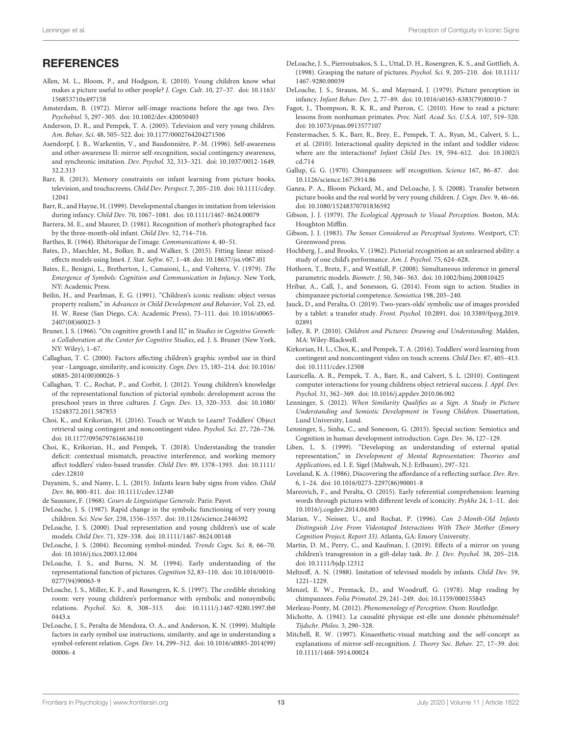## REFERENCES

Allen, M. L., Bloom, P., and Hodgson, E. (2010). Young children know what makes a picture useful to other people? *J. Cogn. Cult.* 10, 27–37. doi: 10.1163/156853710x497158

Amsterdam, B. (1972). Mirror self-image reactions before the age two. *Dev. Psychobiol.* 5, 297–305. doi: 10.1002/dev.420050403

Anderson, D. R., and Pempek, T. A. (2005). Television and very young children. *Am. Behav. Sci.* 48, 505–522. doi: 10.1177/0002764204271506

Asendorpf, J. B., Warkentin, V., and Baudonnière, P.-M. (1996). Self-awareness and other-awareness II: mirror self-recognition, social contingency awareness, and synchronic imitation. *Dev. Psychol.* 32, 313–321. doi: 10.1037/0012-1649.32.2.313

Barr, R. (2013). Memory constraints on infant learning from picture books, television, and touchscreens. *Child Dev. Perspect.* 7, 205–210. doi: 10.1111/cdep.12041

Barr, R., and Hayne, H. (1999). Developmental changes in imitation from television during infancy. *Child Dev.* 70, 1067–1081. doi: 10.1111/1467-8624.00079

Barrera, M. E., and Maurer, D. (1981). Recognition of mother's photographed face by the three-month-old infant. *Child Dev.* 52, 714–716.

Barthes, R. (1964). Rhétorique de l'image. *Communications* 4, 40–51.

Bates, D., Maechler, M., Bolker, B., and Walker, S. (2015). Fitting linear mixed-effects models using lme4. *J. Stat. Softw.* 67, 1–48. doi: 10.18637/jss.v067.i01

Bates, E., Benigni, L., Bretherton, I., Camaioni, L., and Volterra, V. (1979). *The Emergence of Symbols: Cognition and Communication in Infancy*. New York, NY: Academic Press.

Beilin, H., and Pearlman, E. G. (1991). "Children's iconic realism: object versus property realism," in *Advances in Child Development and Behavior*, Vol. 23, ed. H. W. Reese (San Diego, CA: Academic Press), 73–111. doi: 10.1016/s0065-2407(08)60023-3

Bruner, J. S. (1966). "On cognitive growth I and II," in *Studies in Cognitive Growth: a Collaboration at the Center for Cognitive Studies*, ed. J. S. Bruner (New York, NY: Wiley), 1–67.

Callaghan, T. C. (2000). Factors affecting children's graphic symbol use in third year - Language, similarity, and iconicity. *Cogn. Dev.* 15, 185–214. doi: 10.1016/s0885-2014(00)00026-5

Callaghan, T. C., Rochat, P., and Corbit, J. (2012). Young children's knowledge of the representational function of pictorial symbols: development across the preschool years in three cultures. *J. Cogn. Dev.* 13, 320–353. doi: 10.1080/15248372.2011.587853

Choi, K., and Krikorian, H. (2016). Touch or Watch to Learn? Toddlers' Object retrieval using contingent and noncontingent video. *Psychol. Sci.* 27, 726–736. doi: 10.1177/0956797616636110

Choi, K., Krikorian, H., and Pempek, T. (2018). Understanding the transfer deficit: contextual mismatch, proactive interference, and working memory affect toddlers' video-based transfer. *Child Dev.* 89, 1378–1393. doi: 10.1111/cdev.12810

Dayanim, S., and Namy, L. L. (2015). Infants learn baby signs from video. *Child Dev.* 86, 800–811. doi: 10.1111/cdev.12340

de Saussure, F. (1968). *Cours de Linguistique Generale*. Paris: Payot.

DeLoache, J. S. (1987). Rapid change in the symbolic functioning of very young children. *Sci. New Ser.* 238, 1556–1557. doi: 10.1126/science.2446392

DeLoache, J. S. (2000). Dual representation and young children's use of scale models. *Child Dev.* 71, 329–338. doi: 10.1111/1467-8624.00148

DeLoache, J. S. (2004). Becoming symbol-minded. *Trends Cogn. Sci.* 8, 66–70. doi: 10.1016/j.tics.2003.12.004

DeLoache, J. S., and Burns, N. M. (1994). Early understanding of the representational function of pictures. *Cognition* 52, 83–110. doi: 10.1016/0010-0277(94)90063-9

DeLoache, J. S., Miller, K. F., and Rosengren, K. S. (1997). The credible shrinking room: very young children's performance with symbolic and nonsymbolic relations. *Psychol. Sci.* 8, 308–313. doi: 10.1111/j.1467-9280.1997.tb00443.x

DeLoache, J. S., Peralta de Mendoza, O. A., and Anderson, K. N. (1999). Multiple factors in early symbol use instructions, similarity, and age in understanding a symbol-referent relation. *Cogn. Dev.* 14, 299–312. doi: 10.1016/s0885-2014(99)00006-4

DeLoache, J. S., Pierroutsakos, S. L., Uttal, D. H., Rosengren, K. S., and Gottlieb, A. (1998). Grasping the nature of pictures. *Psychol. Sci.* 9, 205–210. doi: 10.1111/1467-9280.00039

DeLoache, J. S., Strauss, M. S., and Maynard, J. (1979). Picture perception in infancy. *Infant Behav. Dev.* 2, 77–89. doi: 10.1016/s0163-6383(79)80010-7

Fagot, J., Thompson, R. K. R., and Parron, C. (2010). How to read a picture: lessons from nonhuman primates. *Proc. Natl. Acad. Sci. U.S.A.* 107, 519–520. doi: 10.1073/pnas.0913577107

Fenstermacher, S. K., Barr, R., Brey, E., Pempek, T. A., Ryan, M., Calvert, S. L., et al. (2010). Interactional quality depicted in the infant and toddler videos: where are the interactions? *Infant Child Dev.* 19, 594–612. doi: 10.1002/icd.714

Gallup, G. G. (1970). Chimpanzees: self recognition. *Science* 167, 86–87. doi: 10.1126/science.167.3914.86

Ganea, P. A., Bloom Pickard, M., and DeLoache, J. S. (2008). Transfer between picture books and the real world by very young children. *J. Cogn. Dev.* 9, 46–66. doi: 10.1080/15248370701836592

Gibson, J. J. (1979). *The Ecological Approach to Visual Perception*. Boston, MA: Houghton Mifflin.

Gibson, J. J. (1983). *The Senses Considered as Perceptual Systems*. Westport, CT: Greenwood press.

Hochberg, J., and Brooks, V. (1962). Pictorial recognition as an unlearned ability: a study of one child's performance. *Am. J. Psychol.* 75, 624–628.

Hothorn, T., Bretz, F., and Westfall, P. (2008). Simultaneous inference in general parametric models. *Biometr. J.* 50, 346–363. doi: 10.1002/bimj.200810425

Hribar, A., Call, J., and Sonesson, G. (2014). From sign to action. Studies in chimpanzee pictorial competence. *Semiotica* 198, 205–240.

Jauck, D., and Peralta, O. (2019). Two-years-olds' symbolic use of images provided by a tablet: a transfer study. *Front. Psychol.* 10:2891. doi: 10.3389/fpsyg.2019.02891

Jolley, R. P. (2010). *Children and Pictures: Drawing and Understanding*. Malden, MA: Wiley-Blackwell.

Kirkorian, H. L., Choi, K., and Pempek, T. A. (2016). Toddlers' word learning from contingent and noncontingent video on touch screens. *Child Dev.* 87, 405–413. doi: 10.1111/cdev.12508

Lauricella, A. R., Pempek, T. A., Barr, R., and Calvert, S. L. (2010). Contingent computer interactions for young childrens object retrieval success. *J. Appl. Dev. Psychol.* 31, 362–369. doi: 10.1016/j.appdev.2010.06.002

Lenninger, S. (2012). *When Similarity Qualifies as a Sign. A Study in Picture Understanding and Semiotic Development in Young Children*. Dissertation, Lund University, Lund.

Lenninger, S., Sinha, C., and Sonesson, G. (2015). Special section: Semiotics and Cognition in human development introduction. *Cogn. Dev.* 36, 127–129.

Liben, L. S. (1999). "Developing an understanding of external spatial representation," in *Development of Mental Representation: Theories and Applications*, ed. I. E. Sigel (Mahwah, N.J: Erlbaum), 297–321.

Loveland, K. A. (1986). Discovering the affordance of a reflecting surface. *Dev. Rev.* 6, 1–24. doi: 10.1016/0273-2297(86)90001-8

Mareovich, F., and Peralta, O. (2015). Early referential comprehension: learning words through pictures with different levels of iconicity. *Psykhe* 24, 1–11. doi: 10.1016/j.cogdev.2014.04.003

Marian, V., Neisser, U., and Rochat, P. (1996). *Can 2-Month-Old Infants Distinguish Live From Videotaped Interactions With Their Mother (Emory Cognition Project, Report 33)*. Atlanta, GA: Emory University.

Martin, D. M., Perry, C., and Kaufman, J. (2019). Effects of a mirror on young children's transgression in a gift-delay task. *Br. J. Dev. Psychol.* 38, 205–218. doi: 10.1111/bjdp.12312

Meltzoff, A. N. (1988). Imitation of televised models by infants. *Child Dev.* 59, 1221–1229.

Menzel, E. W., Premack, D., and Woodruff, G. (1978). Map reading by chimpanzees. *Folia Primatol.* 29, 241–249. doi: 10.1159/000155845

Merleau-Ponty, M. (2012). *Phenomenology of Perception*. Oxon: Routledge.

Michotte, A. (1941). La causalité physique est-elle une donnée phénoménale? *Tijdschr. Philos.* 3, 290–328.

Mitchell, R. W. (1997). Kinaesthetic-visual matching and the self-concept as explanations of mirror-self-recognition. *J. Theory Soc. Behav.* 27, 17–39. doi: 10.1111/1468-5914.00024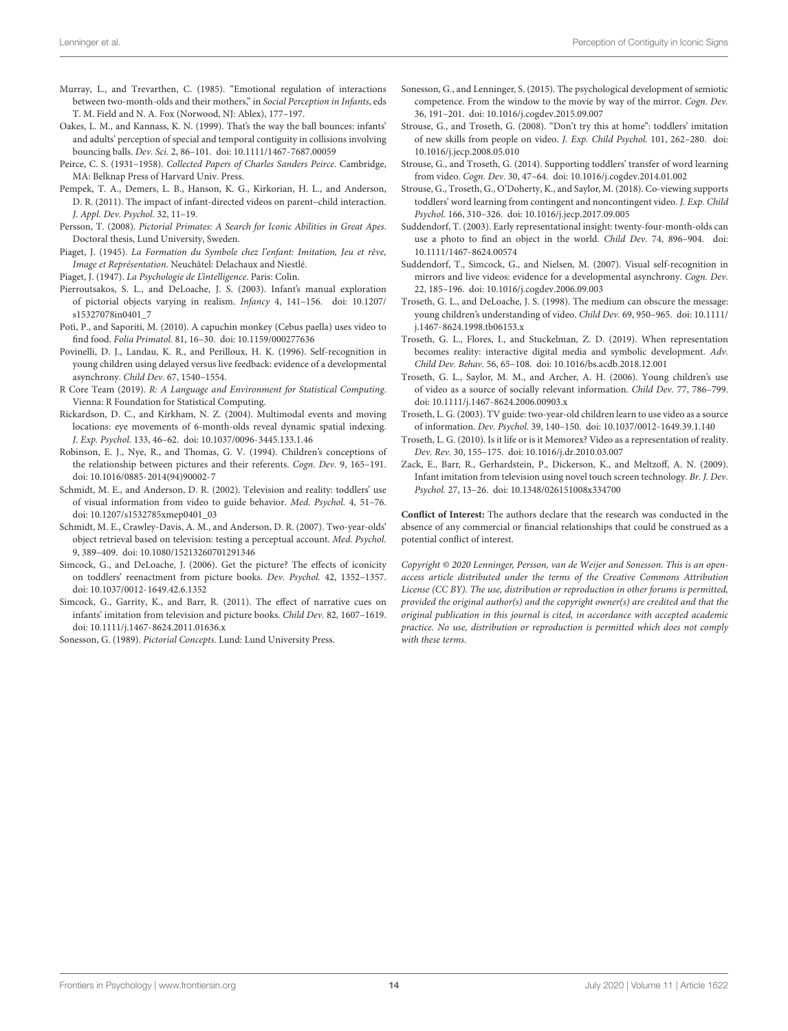Murray, L., and Trevarthen, C. (1985). "Emotional regulation of interactions between two-month-olds and their mothers," in *Social Perception in Infants*, eds T. M. Field and N. A. Fox (Norwood, NJ: Ablex), 177–197.

Oakes, L. M., and Kannass, K. N. (1999). That's the way the ball bounces: infants' and adults' perception of special and temporal contiguity in collisions involving bouncing balls. *Dev. Sci.* 2, 86–101. doi: 10.1111/1467-7687.00059

Peirce, C. S. (1931–1958). *Collected Papers of Charles Sanders Peirce*. Cambridge, MA: Belknap Press of Harvard Univ. Press.

Pempek, T. A., Demers, L. B., Hanson, K. G., Kirkorian, H. L., and Anderson, D. R. (2011). The impact of infant-directed videos on parent–child interaction. *J. Appl. Dev. Psychol.* 32, 11–19.

Persson, T. (2008). *Pictorial Primates: A Search for Iconic Abilities in Great Apes*. Doctoral thesis, Lund University, Sweden.

Piaget, J. (1945). *La Formation du Symbole chez l'enfant: Imitation, Jeu et rêve, Image et Représentation*. Neuchâtel: Delachaux and Niestlé.

Piaget, J. (1947). *La Psychologie de L'intelligence*. Paris: Colin.

Pierroutsakos, S. L., and DeLoache, J. S. (2003). Infant's manual exploration of pictorial objects varying in realism. *Infancy* 4, 141–156. doi: 10.1207/s15327078in0401_7

Potì, P., and Saporiti, M. (2010). A capuchin monkey (Cebus paella) uses video to find food. *Folia Primatol.* 81, 16–30. doi: 10.1159/000277636

Povinelli, D. J., Landau, K. R., and Perilloux, H. K. (1996). Self-recognition in young children using delayed versus live feedback: evidence of a developmental asynchrony. *Child Dev.* 67, 1540–1554.

R Core Team (2019). *R: A Language and Environment for Statistical Computing*. Vienna: R Foundation for Statistical Computing.

Rickardson, D. C., and Kirkham, N. Z. (2004). Multimodal events and moving locations: eye movements of 6-month-olds reveal dynamic spatial indexing. *J. Exp. Psychol.* 133, 46–62. doi: 10.1037/0096-3445.133.1.46

Robinson, E. J., Nye, R., and Thomas, G. V. (1994). Children's conceptions of the relationship between pictures and their referents. *Cogn. Dev.* 9, 165–191. doi: 10.1016/0885-2014(94)90002-7

Schmidt, M. E., and Anderson, D. R. (2002). Television and reality: toddlers' use of visual information from video to guide behavior. *Med. Psychol.* 4, 51–76. doi: 10.1207/s1532785xmep0401_03

Schmidt, M. E., Crawley-Davis, A. M., and Anderson, D. R. (2007). Two-year-olds' object retrieval based on television: testing a perceptual account. *Med. Psychol.* 9, 389–409. doi: 10.1080/15213260701291346

Simcock, G., and DeLoache, J. (2006). Get the picture? The effects of iconicity on toddlers' reenactment from picture books. *Dev. Psychol.* 42, 1352–1357. doi: 10.1037/0012-1649.42.6.1352

Simcock, G., Garrity, K., and Barr, R. (2011). The effect of narrative cues on infants' imitation from television and picture books. *Child Dev.* 82, 1607–1619. doi: 10.1111/j.1467-8624.2011.01636.x

Sonesson, G. (1989). *Pictorial Concepts*. Lund: Lund University Press.

Sonesson, G., and Lenninger, S. (2015). The psychological development of semiotic competence. From the window to the movie by way of the mirror. *Cogn. Dev.* 36, 191–201. doi: 10.1016/j.cogdev.2015.09.007

Strouse, G., and Troseth, G. (2008). "Don't try this at home": toddlers' imitation of new skills from people on video. *J. Exp. Child Psychol.* 101, 262–280. doi: 10.1016/j.jecp.2008.05.010

Strouse, G., and Troseth, G. (2014). Supporting toddlers' transfer of word learning from video. *Cogn. Dev.* 30, 47–64. doi: 10.1016/j.cogdev.2014.01.002

Strouse, G., Troseth, G., O'Doherty, K., and Saylor, M. (2018). Co-viewing supports toddlers' word learning from contingent and noncontingent video. *J. Exp. Child Psychol.* 166, 310–326. doi: 10.1016/j.jecp.2017.09.005

Suddendorf, T. (2003). Early representational insight: twenty-four-month-olds can use a photo to find an object in the world. *Child Dev.* 74, 896–904. doi: 10.1111/1467-8624.00574

Suddendorf, T., Simcock, G., and Nielsen, M. (2007). Visual self-recognition in mirrors and live videos: evidence for a developmental asynchrony. *Cogn. Dev.* 22, 185–196. doi: 10.1016/j.cogdev.2006.09.003

Troseth, G. L., and DeLoache, J. S. (1998). The medium can obscure the message: young children's understanding of video. *Child Dev.* 69, 950–965. doi: 10.1111/j.1467-8624.1998.tb06153.x

Troseth, G. L., Flores, I., and Stuckelman, Z. D. (2019). When representation becomes reality: interactive digital media and symbolic development. *Adv. Child Dev. Behav.* 56, 65–108. doi: 10.1016/bs.acdb.2018.12.001

Troseth, G. L., Saylor, M. M., and Archer, A. H. (2006). Young children's use of video as a source of socially relevant information. *Child Dev.* 77, 786–799. doi: 10.1111/j.1467-8624.2006.00903.x

Troseth, L. G. (2003). TV guide: two-year-old children learn to use video as a source of information. *Dev. Psychol.* 39, 140–150. doi: 10.1037/0012-1649.39.1.140

Troseth, L. G. (2010). Is it life or is it Memorex? Video as a representation of reality. *Dev. Rev.* 30, 155–175. doi: 10.1016/j.dr.2010.03.007

Zack, E., Barr, R., Gerhardstein, P., Dickerson, K., and Meltzoff, A. N. (2009). Infant imitation from television using novel touch screen technology. *Br. J. Dev. Psychol.* 27, 13–26. doi: 10.1348/026151008x334700

**Conflict of Interest:** The authors declare that the research was conducted in the absence of any commercial or financial relationships that could be construed as a potential conflict of interest.

*Copyright © 2020 Lenninger, Persson, van de Weijer and Sonesson. This is an open-access article distributed under the terms of the Creative Commons Attribution License (CC BY). The use, distribution or reproduction in other forums is permitted, provided the original author(s) and the copyright owner(s) are credited and that the original publication in this journal is cited, in accordance with accepted academic practice. No use, distribution or reproduction is permitted which does not comply with these terms.*